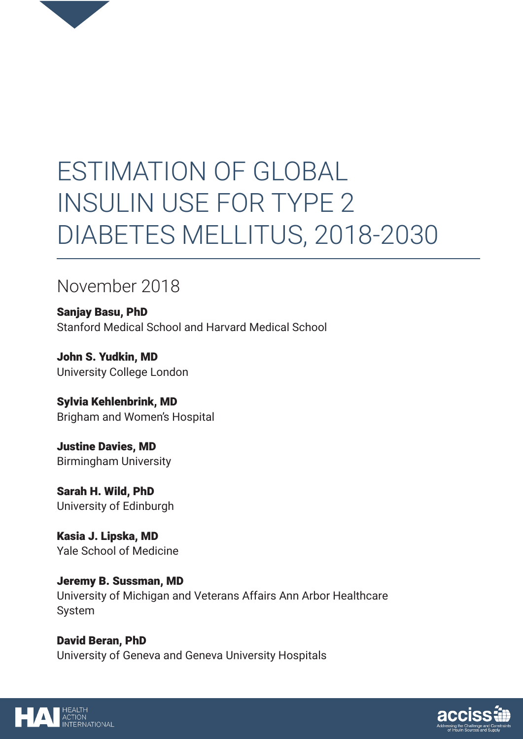# ESTIMATION OF GLOBAL INSULIN USE FOR TYPE 2 DIABETES MELLITUS, 2018-2030

November 2018

**Sanjay Basu, PhD**
Stanford Medical School and Harvard Medical School

**John S. Yudkin, MD**
University College London

**Sylvia Kehlenbrink, MD**
Brigham and Women's Hospital

**Justine Davies, MD**
Birmingham University

**Sarah H. Wild, PhD**
University of Edinburgh

**Kasia J. Lipska, MD**
Yale School of Medicine

**Jeremy B. Sussman, MD**
University of Michigan and Veterans Affairs Ann Arbor Healthcare System

**David Beran, PhD**
University of Geneva and Geneva University Hospitals

HAI HEALTH ACTION INTERNATIONAL

accISS Addressing the Challenge and Constraints of Insulin Sources and Supply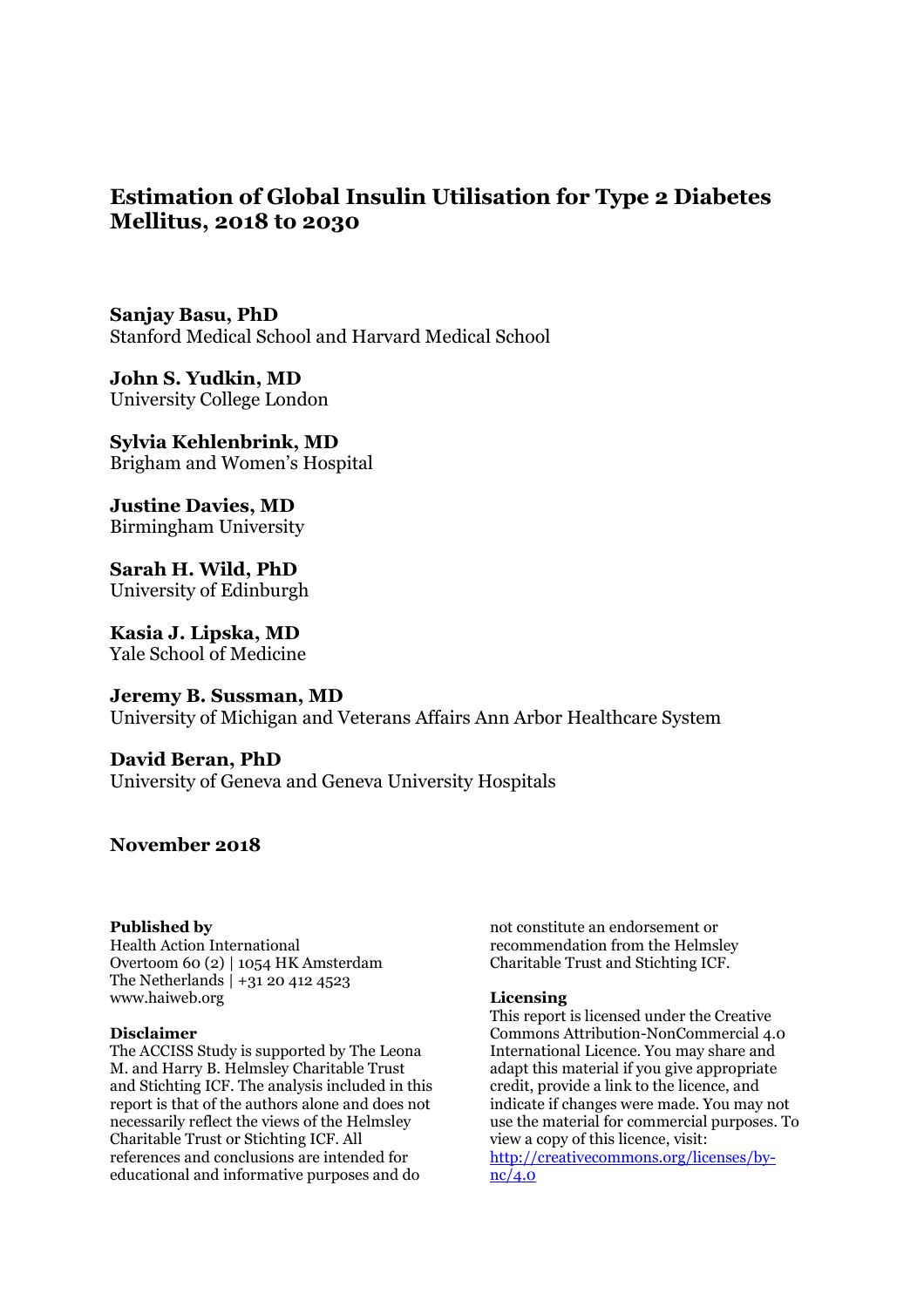# Estimation of Global Insulin Utilisation for Type 2 Diabetes Mellitus, 2018 to 2030

**Sanjay Basu, PhD**
Stanford Medical School and Harvard Medical School

**John S. Yudkin, MD**
University College London

**Sylvia Kehlenbrink, MD**
Brigham and Women's Hospital

**Justine Davies, MD**
Birmingham University

**Sarah H. Wild, PhD**
University of Edinburgh

**Kasia J. Lipska, MD**
Yale School of Medicine

**Jeremy B. Sussman, MD**
University of Michigan and Veterans Affairs Ann Arbor Healthcare System

**David Beran, PhD**
University of Geneva and Geneva University Hospitals

**November 2018**

**Published by**
Health Action International
Overtoom 60 (2) | 1054 HK Amsterdam
The Netherlands | +31 20 412 4523
www.haiweb.org

**Disclaimer**
The ACCISS Study is supported by The Leona M. and Harry B. Helmsley Charitable Trust and Stichting ICF. The analysis included in this report is that of the authors alone and does not necessarily reflect the views of the Helmsley Charitable Trust or Stichting ICF. All references and conclusions are intended for educational and informative purposes and do not constitute an endorsement or recommendation from the Helmsley Charitable Trust and Stichting ICF.

**Licensing**
This report is licensed under the Creative Commons Attribution-NonCommercial 4.0 International Licence. You may share and adapt this material if you give appropriate credit, provide a link to the licence, and indicate if changes were made. You may not use the material for commercial purposes. To view a copy of this licence, visit: http://creativecommons.org/licenses/by-nc/4.0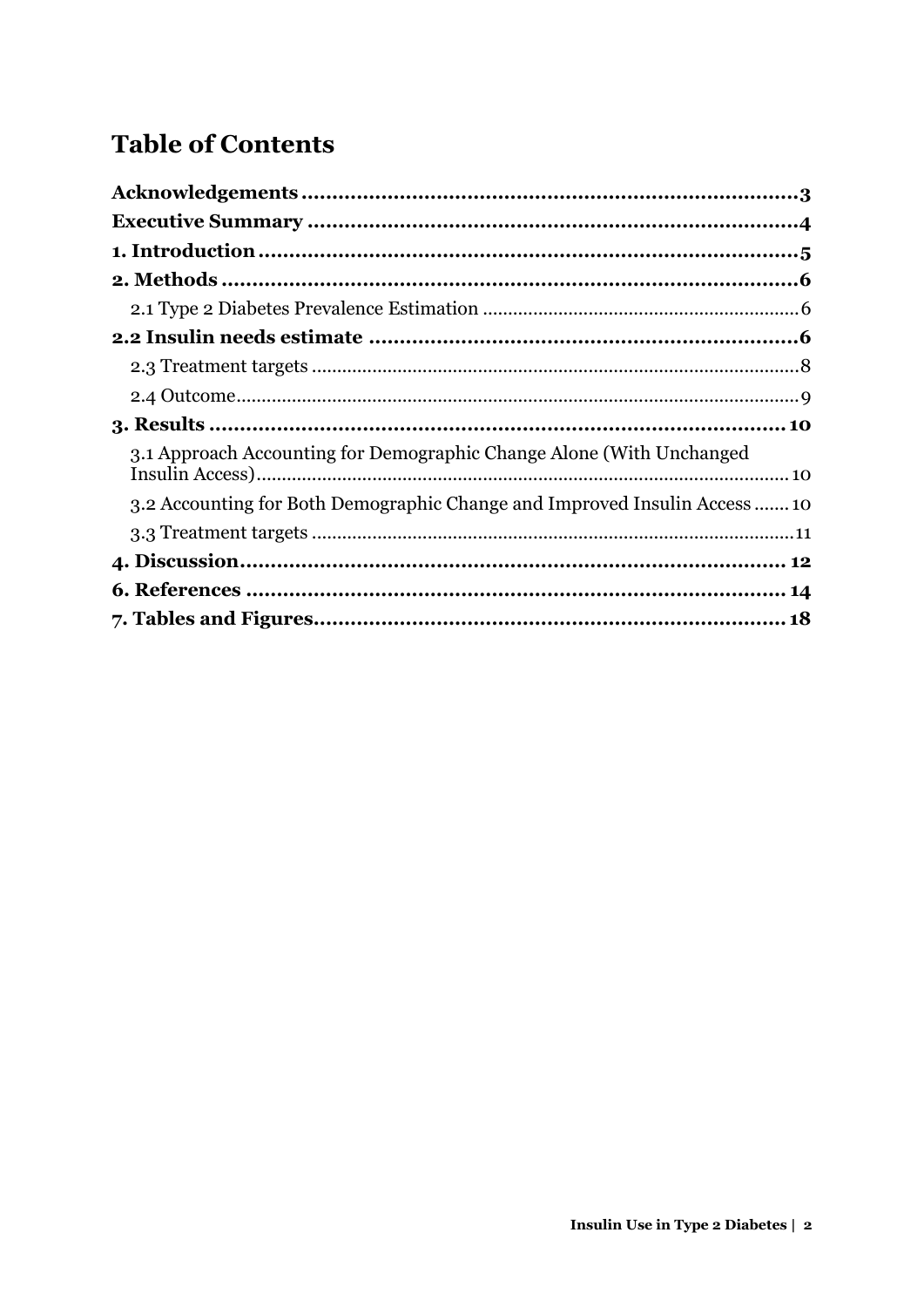# Table of Contents

**Acknowledgements** ........................................................................ **3**

**Executive Summary** ........................................................................ **4**

**1. Introduction** ........................................................................ **5**

**2. Methods** ........................................................................ **6**

- 2.1 Type 2 Diabetes Prevalence Estimation ........................................................................ 6

**2.2 Insulin needs estimate** ........................................................................ **6**

- 2.3 Treatment targets ........................................................................ 8
- 2.4 Outcome ........................................................................ 9

**3. Results** ........................................................................ **10**

- 3.1 Approach Accounting for Demographic Change Alone (With Unchanged Insulin Access) ........................................................................ 10
- 3.2 Accounting for Both Demographic Change and Improved Insulin Access ....... 10
- 3.3 Treatment targets ........................................................................ 11

**4. Discussion** ........................................................................ **12**

**6. References** ........................................................................ **14**

**7. Tables and Figures** ........................................................................ **18**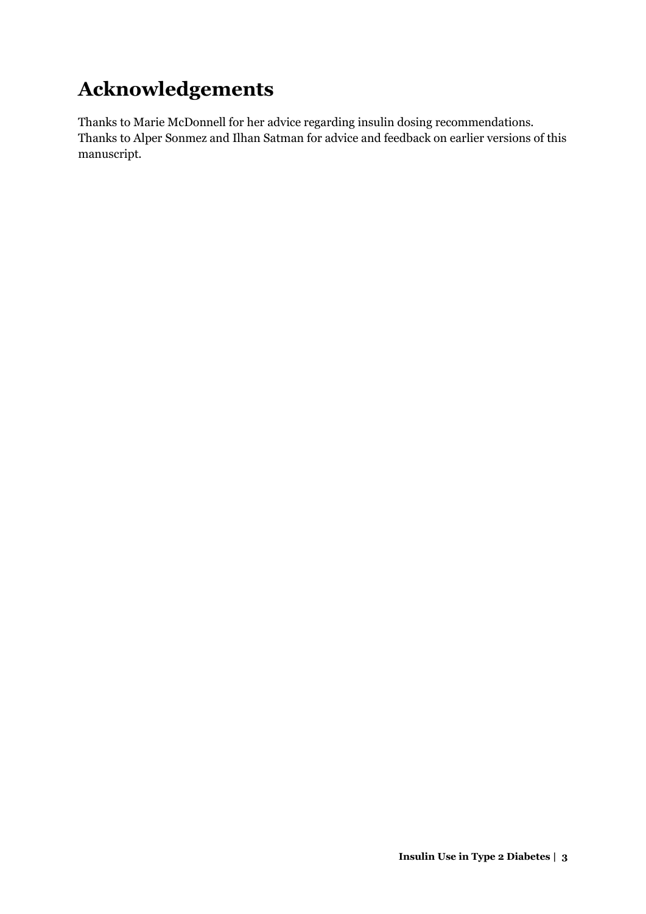# Acknowledgements

Thanks to Marie McDonnell for her advice regarding insulin dosing recommendations. Thanks to Alper Sonmez and Ilhan Satman for advice and feedback on earlier versions of this manuscript.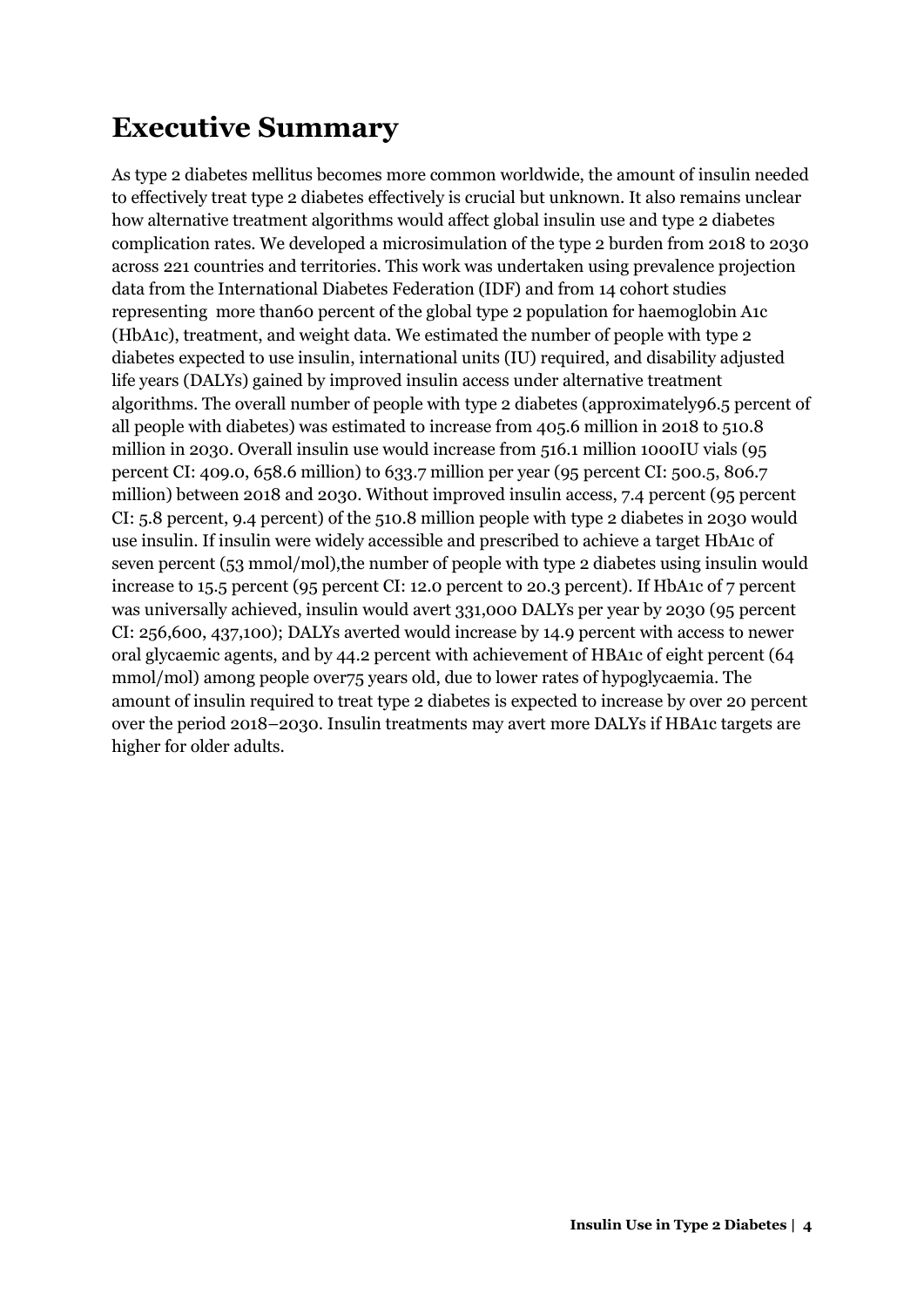# Executive Summary

As type 2 diabetes mellitus becomes more common worldwide, the amount of insulin needed to effectively treat type 2 diabetes effectively is crucial but unknown. It also remains unclear how alternative treatment algorithms would affect global insulin use and type 2 diabetes complication rates. We developed a microsimulation of the type 2 burden from 2018 to 2030 across 221 countries and territories. This work was undertaken using prevalence projection data from the International Diabetes Federation (IDF) and from 14 cohort studies representing more than60 percent of the global type 2 population for haemoglobin A1c (HbA1c), treatment, and weight data. We estimated the number of people with type 2 diabetes expected to use insulin, international units (IU) required, and disability adjusted life years (DALYs) gained by improved insulin access under alternative treatment algorithms. The overall number of people with type 2 diabetes (approximately96.5 percent of all people with diabetes) was estimated to increase from 405.6 million in 2018 to 510.8 million in 2030. Overall insulin use would increase from 516.1 million 1000IU vials (95 percent CI: 409.0, 658.6 million) to 633.7 million per year (95 percent CI: 500.5, 806.7 million) between 2018 and 2030. Without improved insulin access, 7.4 percent (95 percent CI: 5.8 percent, 9.4 percent) of the 510.8 million people with type 2 diabetes in 2030 would use insulin. If insulin were widely accessible and prescribed to achieve a target HbA1c of seven percent (53 mmol/mol),the number of people with type 2 diabetes using insulin would increase to 15.5 percent (95 percent CI: 12.0 percent to 20.3 percent). If HbA1c of 7 percent was universally achieved, insulin would avert 331,000 DALYs per year by 2030 (95 percent CI: 256,600, 437,100); DALYs averted would increase by 14.9 percent with access to newer oral glycaemic agents, and by 44.2 percent with achievement of HBA1c of eight percent (64 mmol/mol) among people over75 years old, due to lower rates of hypoglycaemia. The amount of insulin required to treat type 2 diabetes is expected to increase by over 20 percent over the period 2018–2030. Insulin treatments may avert more DALYs if HBA1c targets are higher for older adults.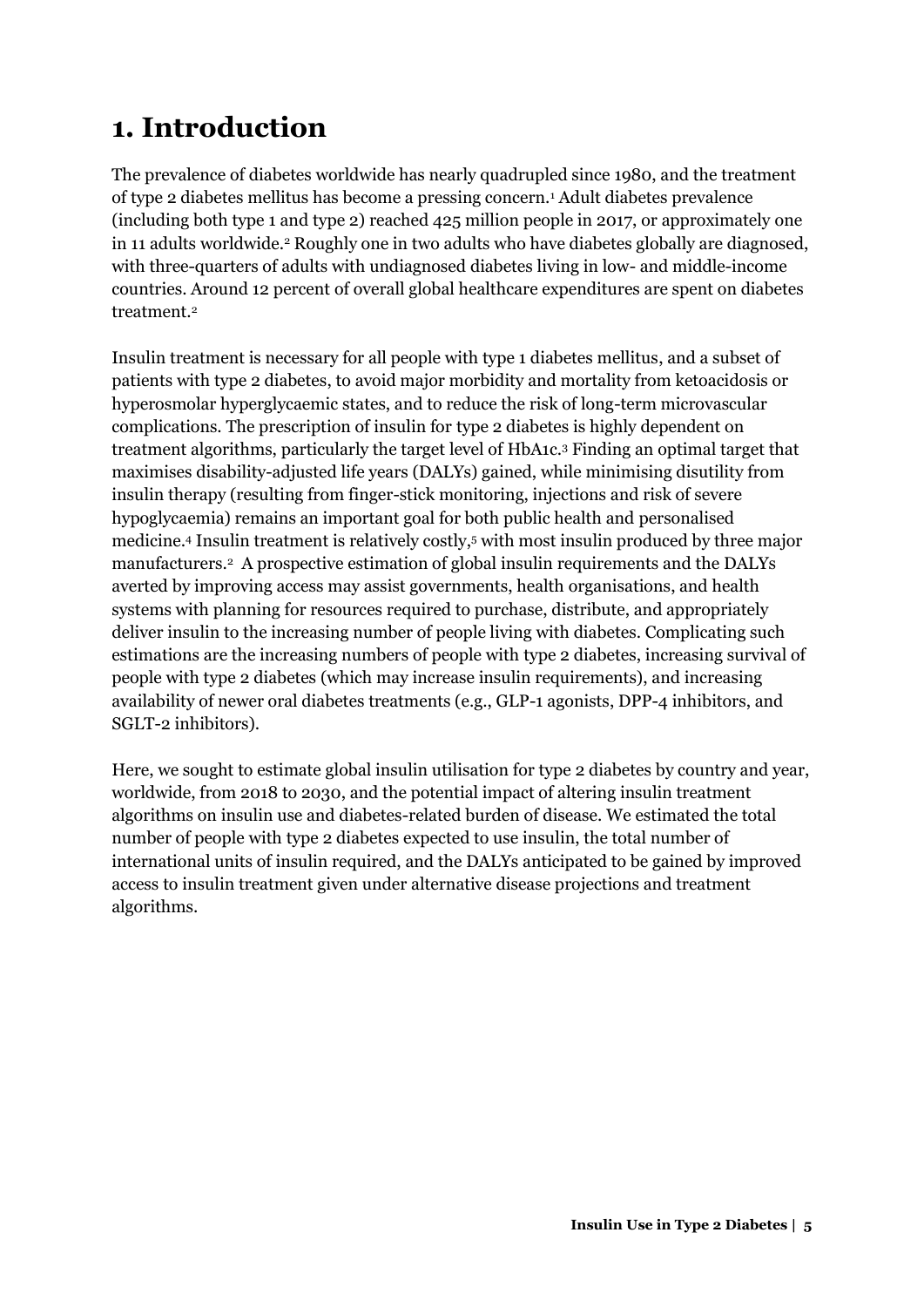# 1. Introduction

The prevalence of diabetes worldwide has nearly quadrupled since 1980, and the treatment of type 2 diabetes mellitus has become a pressing concern.[1] Adult diabetes prevalence (including both type 1 and type 2) reached 425 million people in 2017, or approximately one in 11 adults worldwide.[2] Roughly one in two adults who have diabetes globally are diagnosed, with three-quarters of adults with undiagnosed diabetes living in low- and middle-income countries. Around 12 percent of overall global healthcare expenditures are spent on diabetes treatment.[2]

Insulin treatment is necessary for all people with type 1 diabetes mellitus, and a subset of patients with type 2 diabetes, to avoid major morbidity and mortality from ketoacidosis or hyperosmolar hyperglycaemic states, and to reduce the risk of long-term microvascular complications. The prescription of insulin for type 2 diabetes is highly dependent on treatment algorithms, particularly the target level of HbA1c.[3] Finding an optimal target that maximises disability-adjusted life years (DALYs) gained, while minimising disutility from insulin therapy (resulting from finger-stick monitoring, injections and risk of severe hypoglycaemia) remains an important goal for both public health and personalised medicine.[4] Insulin treatment is relatively costly,[5] with most insulin produced by three major manufacturers.[2] A prospective estimation of global insulin requirements and the DALYs averted by improving access may assist governments, health organisations, and health systems with planning for resources required to purchase, distribute, and appropriately deliver insulin to the increasing number of people living with diabetes. Complicating such estimations are the increasing numbers of people with type 2 diabetes, increasing survival of people with type 2 diabetes (which may increase insulin requirements), and increasing availability of newer oral diabetes treatments (e.g., GLP-1 agonists, DPP-4 inhibitors, and SGLT-2 inhibitors).

Here, we sought to estimate global insulin utilisation for type 2 diabetes by country and year, worldwide, from 2018 to 2030, and the potential impact of altering insulin treatment algorithms on insulin use and diabetes-related burden of disease. We estimated the total number of people with type 2 diabetes expected to use insulin, the total number of international units of insulin required, and the DALYs anticipated to be gained by improved access to insulin treatment given under alternative disease projections and treatment algorithms.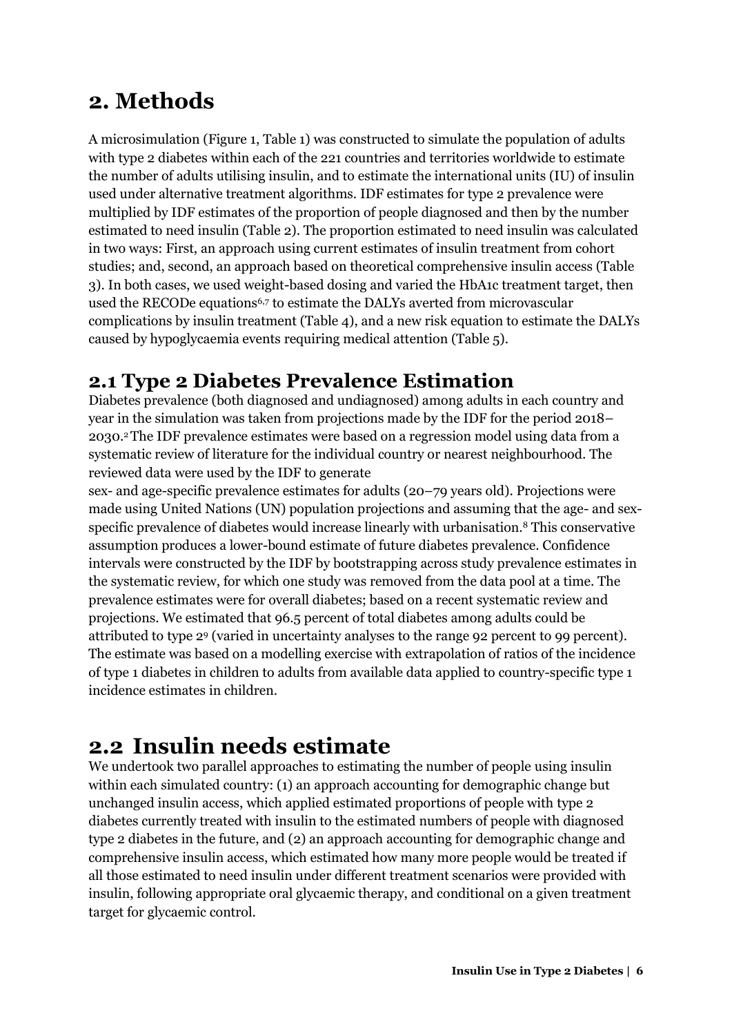# 2. Methods

A microsimulation (Figure 1, Table 1) was constructed to simulate the population of adults with type 2 diabetes within each of the 221 countries and territories worldwide to estimate the number of adults utilising insulin, and to estimate the international units (IU) of insulin used under alternative treatment algorithms. IDF estimates for type 2 prevalence were multiplied by IDF estimates of the proportion of people diagnosed and then by the number estimated to need insulin (Table 2). The proportion estimated to need insulin was calculated in two ways: First, an approach using current estimates of insulin treatment from cohort studies; and, second, an approach based on theoretical comprehensive insulin access (Table 3). In both cases, we used weight-based dosing and varied the HbA1c treatment target, then used the RECODe equations[6,7] to estimate the DALYs averted from microvascular complications by insulin treatment (Table 4), and a new risk equation to estimate the DALYs caused by hypoglycaemia events requiring medical attention (Table 5).

## 2.1 Type 2 Diabetes Prevalence Estimation

Diabetes prevalence (both diagnosed and undiagnosed) among adults in each country and year in the simulation was taken from projections made by the IDF for the period 2018–2030.[2] The IDF prevalence estimates were based on a regression model using data from a systematic review of literature for the individual country or nearest neighbourhood. The reviewed data were used by the IDF to generate sex- and age-specific prevalence estimates for adults (20–79 years old). Projections were made using United Nations (UN) population projections and assuming that the age- and sex-specific prevalence of diabetes would increase linearly with urbanisation.[8] This conservative assumption produces a lower-bound estimate of future diabetes prevalence. Confidence intervals were constructed by the IDF by bootstrapping across study prevalence estimates in the systematic review, for which one study was removed from the data pool at a time. The prevalence estimates were for overall diabetes; based on a recent systematic review and projections. We estimated that 96.5 percent of total diabetes among adults could be attributed to type 2[9] (varied in uncertainty analyses to the range 92 percent to 99 percent). The estimate was based on a modelling exercise with extrapolation of ratios of the incidence of type 1 diabetes in children to adults from available data applied to country-specific type 1 incidence estimates in children.

# 2.2 Insulin needs estimate

We undertook two parallel approaches to estimating the number of people using insulin within each simulated country: (1) an approach accounting for demographic change but unchanged insulin access, which applied estimated proportions of people with type 2 diabetes currently treated with insulin to the estimated numbers of people with diagnosed type 2 diabetes in the future, and (2) an approach accounting for demographic change and comprehensive insulin access, which estimated how many more people would be treated if all those estimated to need insulin under different treatment scenarios were provided with insulin, following appropriate oral glycaemic therapy, and conditional on a given treatment target for glycaemic control.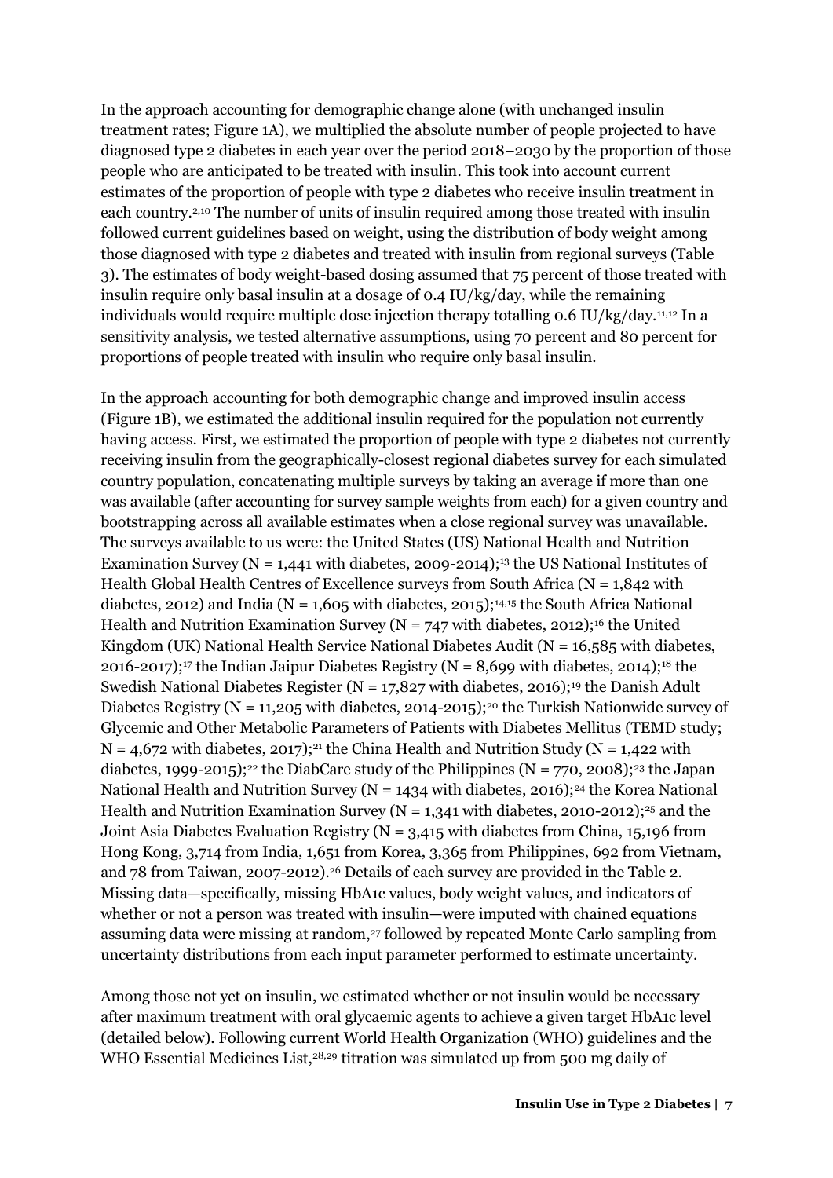In the approach accounting for demographic change alone (with unchanged insulin treatment rates; Figure 1A), we multiplied the absolute number of people projected to have diagnosed type 2 diabetes in each year over the period 2018–2030 by the proportion of those people who are anticipated to be treated with insulin. This took into account current estimates of the proportion of people with type 2 diabetes who receive insulin treatment in each country.[2,10] The number of units of insulin required among those treated with insulin followed current guidelines based on weight, using the distribution of body weight among those diagnosed with type 2 diabetes and treated with insulin from regional surveys (Table 3). The estimates of body weight-based dosing assumed that 75 percent of those treated with insulin require only basal insulin at a dosage of 0.4 IU/kg/day, while the remaining individuals would require multiple dose injection therapy totalling 0.6 IU/kg/day.[11,12] In a sensitivity analysis, we tested alternative assumptions, using 70 percent and 80 percent for proportions of people treated with insulin who require only basal insulin.

In the approach accounting for both demographic change and improved insulin access (Figure 1B), we estimated the additional insulin required for the population not currently having access. First, we estimated the proportion of people with type 2 diabetes not currently receiving insulin from the geographically-closest regional diabetes survey for each simulated country population, concatenating multiple surveys by taking an average if more than one was available (after accounting for survey sample weights from each) for a given country and bootstrapping across all available estimates when a close regional survey was unavailable. The surveys available to us were: the United States (US) National Health and Nutrition Examination Survey (N = 1,441 with diabetes, 2009-2014);[13] the US National Institutes of Health Global Health Centres of Excellence surveys from South Africa (N = 1,842 with diabetes, 2012) and India (N = 1,605 with diabetes, 2015);[14,15] the South Africa National Health and Nutrition Examination Survey (N = 747 with diabetes, 2012);[16] the United Kingdom (UK) National Health Service National Diabetes Audit (N = 16,585 with diabetes, 2016-2017);[17] the Indian Jaipur Diabetes Registry (N = 8,699 with diabetes, 2014);[18] the Swedish National Diabetes Register (N = 17,827 with diabetes, 2016);[19] the Danish Adult Diabetes Registry (N = 11,205 with diabetes, 2014-2015);[20] the Turkish Nationwide survey of Glycemic and Other Metabolic Parameters of Patients with Diabetes Mellitus (TEMD study; N = 4,672 with diabetes, 2017);[21] the China Health and Nutrition Study (N = 1,422 with diabetes, 1999-2015);[22] the DiabCare study of the Philippines (N = 770, 2008);[23] the Japan National Health and Nutrition Survey (N = 1434 with diabetes, 2016);[24] the Korea National Health and Nutrition Examination Survey (N = 1,341 with diabetes, 2010-2012);[25] and the Joint Asia Diabetes Evaluation Registry (N = 3,415 with diabetes from China, 15,196 from Hong Kong, 3,714 from India, 1,651 from Korea, 3,365 from Philippines, 692 from Vietnam, and 78 from Taiwan, 2007-2012).[26] Details of each survey are provided in the Table 2. Missing data—specifically, missing HbA1c values, body weight values, and indicators of whether or not a person was treated with insulin—were imputed with chained equations assuming data were missing at random,[27] followed by repeated Monte Carlo sampling from uncertainty distributions from each input parameter performed to estimate uncertainty.

Among those not yet on insulin, we estimated whether or not insulin would be necessary after maximum treatment with oral glycaemic agents to achieve a given target HbA1c level (detailed below). Following current World Health Organization (WHO) guidelines and the WHO Essential Medicines List,[28,29] titration was simulated up from 500 mg daily of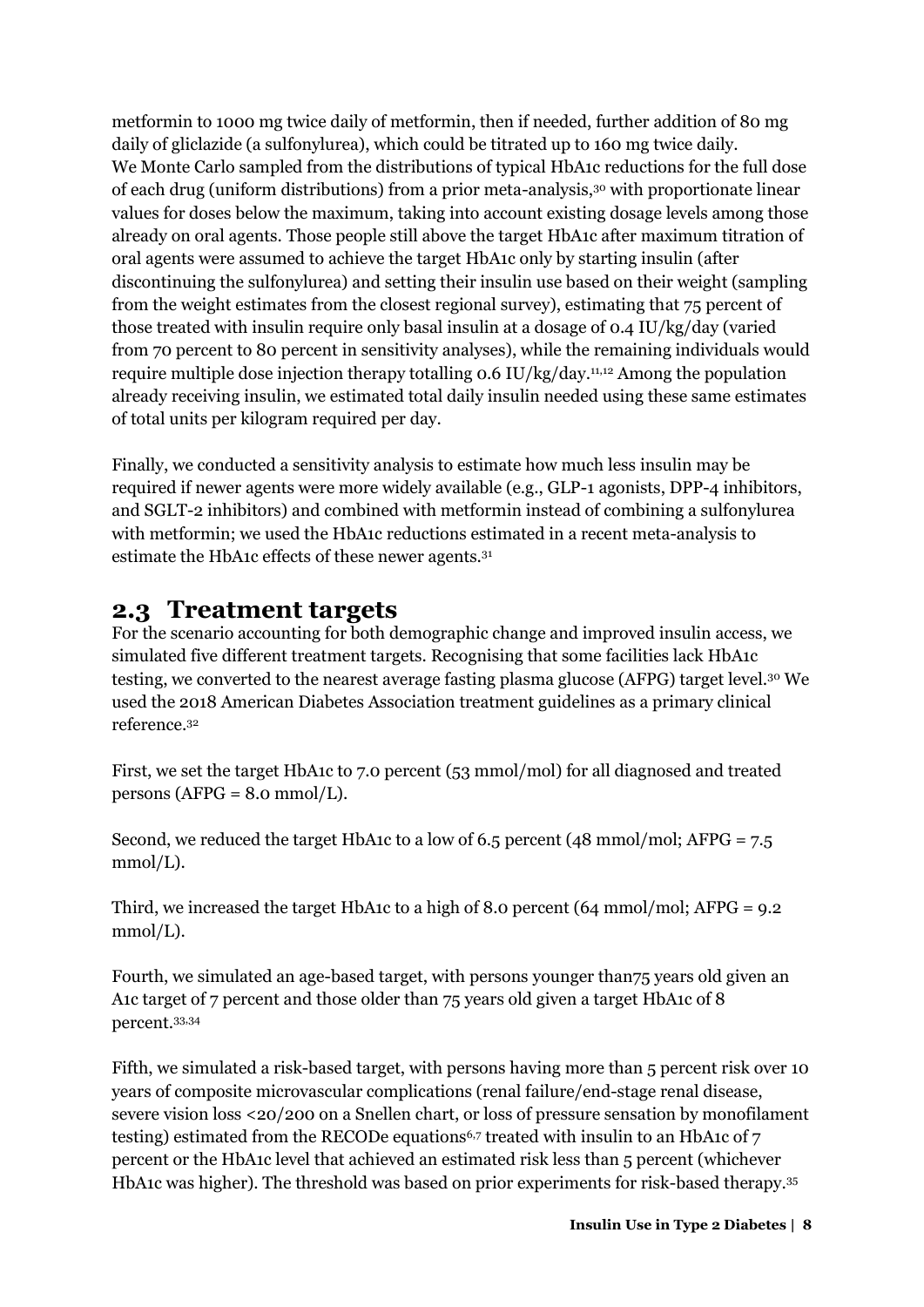metformin to 1000 mg twice daily of metformin, then if needed, further addition of 80 mg daily of gliclazide (a sulfonylurea), which could be titrated up to 160 mg twice daily. We Monte Carlo sampled from the distributions of typical HbA1c reductions for the full dose of each drug (uniform distributions) from a prior meta-analysis,[30] with proportionate linear values for doses below the maximum, taking into account existing dosage levels among those already on oral agents. Those people still above the target HbA1c after maximum titration of oral agents were assumed to achieve the target HbA1c only by starting insulin (after discontinuing the sulfonylurea) and setting their insulin use based on their weight (sampling from the weight estimates from the closest regional survey), estimating that 75 percent of those treated with insulin require only basal insulin at a dosage of 0.4 IU/kg/day (varied from 70 percent to 80 percent in sensitivity analyses), while the remaining individuals would require multiple dose injection therapy totalling 0.6 IU/kg/day.[11,12] Among the population already receiving insulin, we estimated total daily insulin needed using these same estimates of total units per kilogram required per day.

Finally, we conducted a sensitivity analysis to estimate how much less insulin may be required if newer agents were more widely available (e.g., GLP-1 agonists, DPP-4 inhibitors, and SGLT-2 inhibitors) and combined with metformin instead of combining a sulfonylurea with metformin; we used the HbA1c reductions estimated in a recent meta-analysis to estimate the HbA1c effects of these newer agents.[31]

## 2.3 Treatment targets

For the scenario accounting for both demographic change and improved insulin access, we simulated five different treatment targets. Recognising that some facilities lack HbA1c testing, we converted to the nearest average fasting plasma glucose (AFPG) target level.[30] We used the 2018 American Diabetes Association treatment guidelines as a primary clinical reference.[32]

First, we set the target HbA1c to 7.0 percent (53 mmol/mol) for all diagnosed and treated persons (AFPG = 8.0 mmol/L).

Second, we reduced the target HbA1c to a low of 6.5 percent (48 mmol/mol; AFPG = 7.5 mmol/L).

Third, we increased the target HbA1c to a high of 8.0 percent (64 mmol/mol; AFPG = 9.2 mmol/L).

Fourth, we simulated an age-based target, with persons younger than75 years old given an A1c target of 7 percent and those older than 75 years old given a target HbA1c of 8 percent.[33,34]

Fifth, we simulated a risk-based target, with persons having more than 5 percent risk over 10 years of composite microvascular complications (renal failure/end-stage renal disease, severe vision loss <20/200 on a Snellen chart, or loss of pressure sensation by monofilament testing) estimated from the RECODe equations[6,7] treated with insulin to an HbA1c of 7 percent or the HbA1c level that achieved an estimated risk less than 5 percent (whichever HbA1c was higher). The threshold was based on prior experiments for risk-based therapy.[35]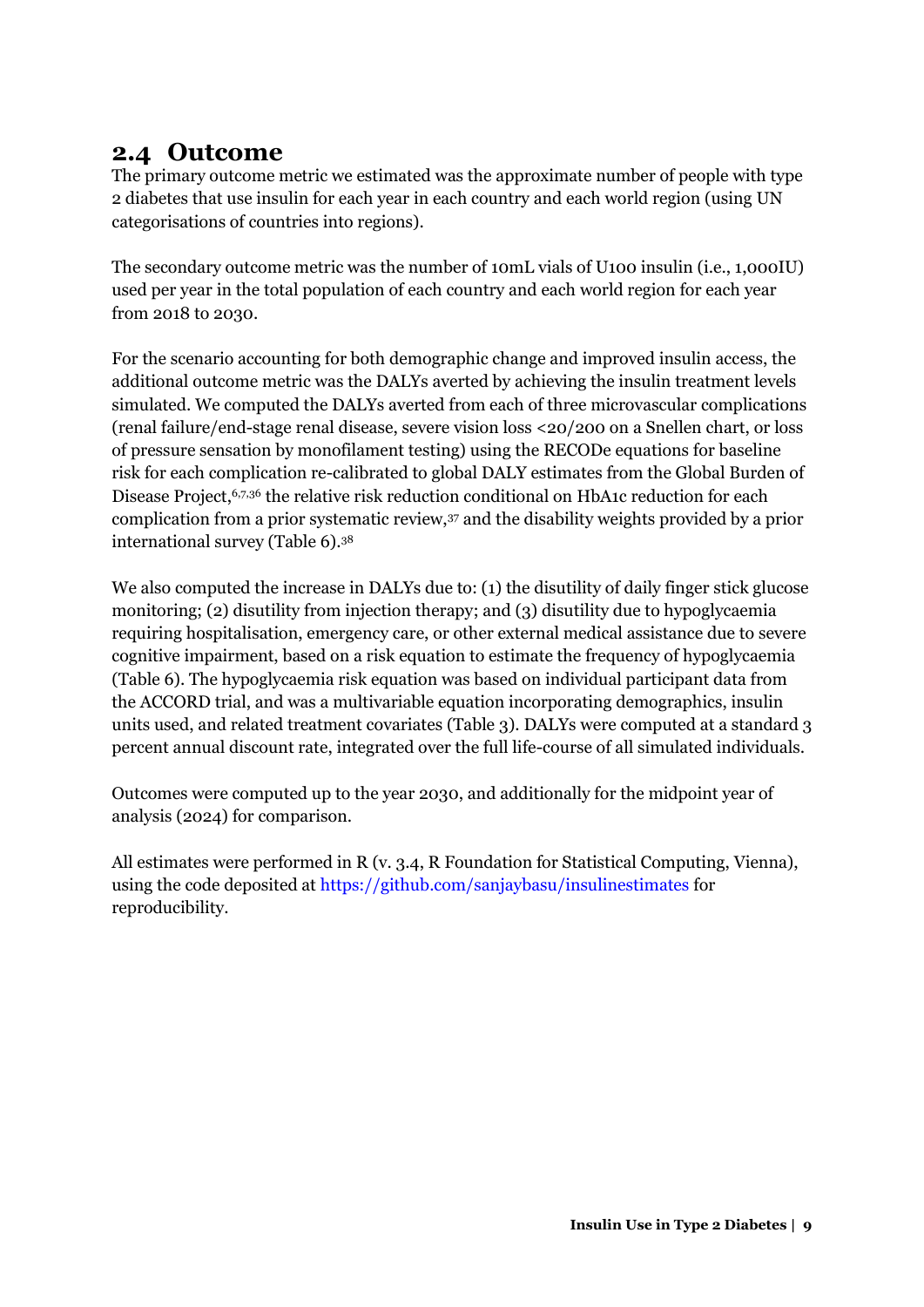## 2.4 Outcome

The primary outcome metric we estimated was the approximate number of people with type 2 diabetes that use insulin for each year in each country and each world region (using UN categorisations of countries into regions).

The secondary outcome metric was the number of 10mL vials of U100 insulin (i.e., 1,000IU) used per year in the total population of each country and each world region for each year from 2018 to 2030.

For the scenario accounting for both demographic change and improved insulin access, the additional outcome metric was the DALYs averted by achieving the insulin treatment levels simulated. We computed the DALYs averted from each of three microvascular complications (renal failure/end-stage renal disease, severe vision loss <20/200 on a Snellen chart, or loss of pressure sensation by monofilament testing) using the RECODe equations for baseline risk for each complication re-calibrated to global DALY estimates from the Global Burden of Disease Project,[6,7,36] the relative risk reduction conditional on HbA1c reduction for each complication from a prior systematic review,[37] and the disability weights provided by a prior international survey (Table 6).[38]

We also computed the increase in DALYs due to: (1) the disutility of daily finger stick glucose monitoring; (2) disutility from injection therapy; and (3) disutility due to hypoglycaemia requiring hospitalisation, emergency care, or other external medical assistance due to severe cognitive impairment, based on a risk equation to estimate the frequency of hypoglycaemia (Table 6). The hypoglycaemia risk equation was based on individual participant data from the ACCORD trial, and was a multivariable equation incorporating demographics, insulin units used, and related treatment covariates (Table 3). DALYs were computed at a standard 3 percent annual discount rate, integrated over the full life-course of all simulated individuals.

Outcomes were computed up to the year 2030, and additionally for the midpoint year of analysis (2024) for comparison.

All estimates were performed in R (v. 3.4, R Foundation for Statistical Computing, Vienna), using the code deposited at https://github.com/sanjaybasu/insulinestimates for reproducibility.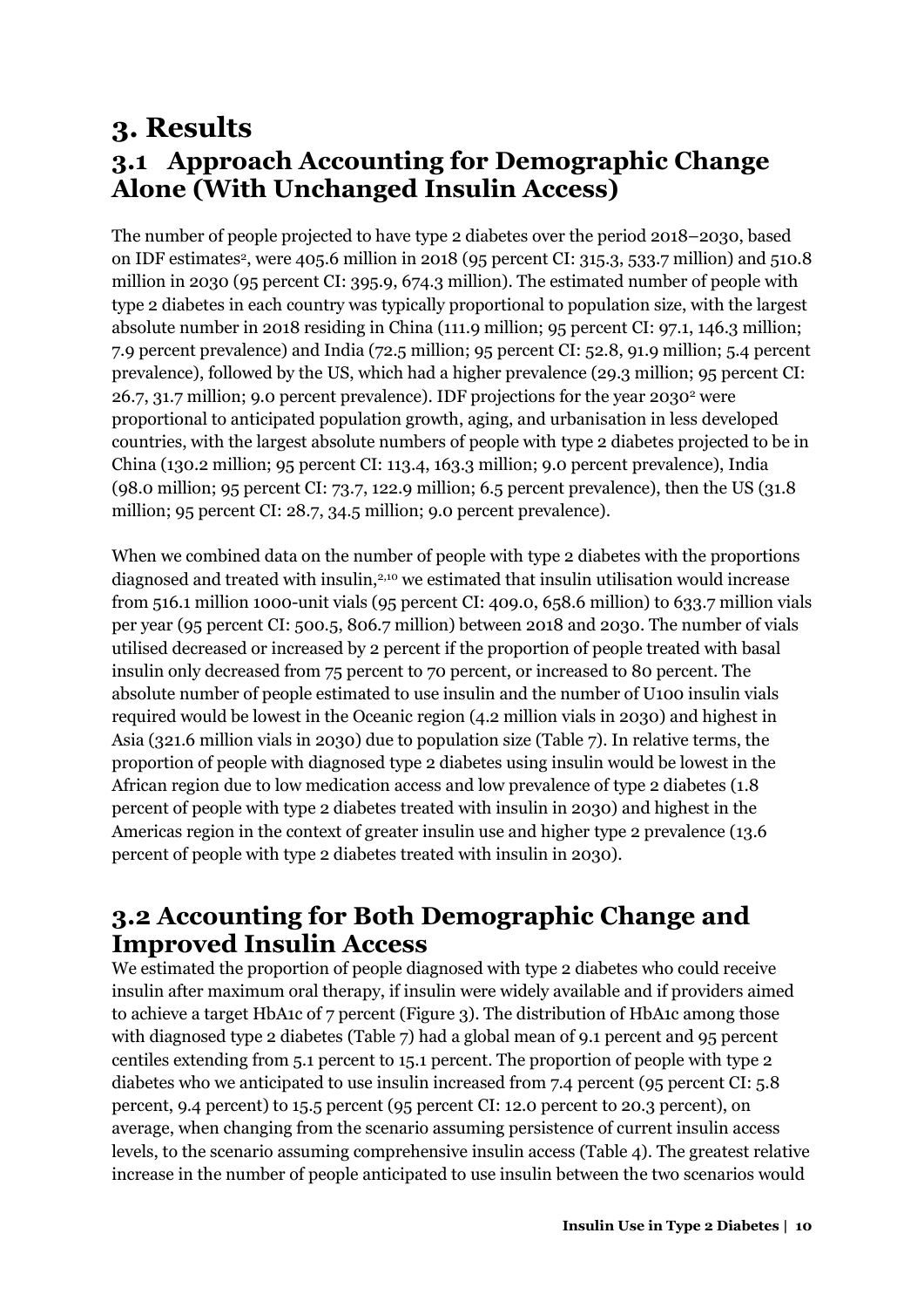# 3. Results

## 3.1 Approach Accounting for Demographic Change Alone (With Unchanged Insulin Access)

The number of people projected to have type 2 diabetes over the period 2018–2030, based on IDF estimates[2], were 405.6 million in 2018 (95 percent CI: 315.3, 533.7 million) and 510.8 million in 2030 (95 percent CI: 395.9, 674.3 million). The estimated number of people with type 2 diabetes in each country was typically proportional to population size, with the largest absolute number in 2018 residing in China (111.9 million; 95 percent CI: 97.1, 146.3 million; 7.9 percent prevalence) and India (72.5 million; 95 percent CI: 52.8, 91.9 million; 5.4 percent prevalence), followed by the US, which had a higher prevalence (29.3 million; 95 percent CI: 26.7, 31.7 million; 9.0 percent prevalence). IDF projections for the year 2030[2] were proportional to anticipated population growth, aging, and urbanisation in less developed countries, with the largest absolute numbers of people with type 2 diabetes projected to be in China (130.2 million; 95 percent CI: 113.4, 163.3 million; 9.0 percent prevalence), India (98.0 million; 95 percent CI: 73.7, 122.9 million; 6.5 percent prevalence), then the US (31.8 million; 95 percent CI: 28.7, 34.5 million; 9.0 percent prevalence).

When we combined data on the number of people with type 2 diabetes with the proportions diagnosed and treated with insulin,[2,10] we estimated that insulin utilisation would increase from 516.1 million 1000-unit vials (95 percent CI: 409.0, 658.6 million) to 633.7 million vials per year (95 percent CI: 500.5, 806.7 million) between 2018 and 2030. The number of vials utilised decreased or increased by 2 percent if the proportion of people treated with basal insulin only decreased from 75 percent to 70 percent, or increased to 80 percent. The absolute number of people estimated to use insulin and the number of U100 insulin vials required would be lowest in the Oceanic region (4.2 million vials in 2030) and highest in Asia (321.6 million vials in 2030) due to population size (Table 7). In relative terms, the proportion of people with diagnosed type 2 diabetes using insulin would be lowest in the African region due to low medication access and low prevalence of type 2 diabetes (1.8 percent of people with type 2 diabetes treated with insulin in 2030) and highest in the Americas region in the context of greater insulin use and higher type 2 prevalence (13.6 percent of people with type 2 diabetes treated with insulin in 2030).

## 3.2 Accounting for Both Demographic Change and Improved Insulin Access

We estimated the proportion of people diagnosed with type 2 diabetes who could receive insulin after maximum oral therapy, if insulin were widely available and if providers aimed to achieve a target HbA1c of 7 percent (Figure 3). The distribution of HbA1c among those with diagnosed type 2 diabetes (Table 7) had a global mean of 9.1 percent and 95 percent centiles extending from 5.1 percent to 15.1 percent. The proportion of people with type 2 diabetes who we anticipated to use insulin increased from 7.4 percent (95 percent CI: 5.8 percent, 9.4 percent) to 15.5 percent (95 percent CI: 12.0 percent to 20.3 percent), on average, when changing from the scenario assuming persistence of current insulin access levels, to the scenario assuming comprehensive insulin access (Table 4). The greatest relative increase in the number of people anticipated to use insulin between the two scenarios would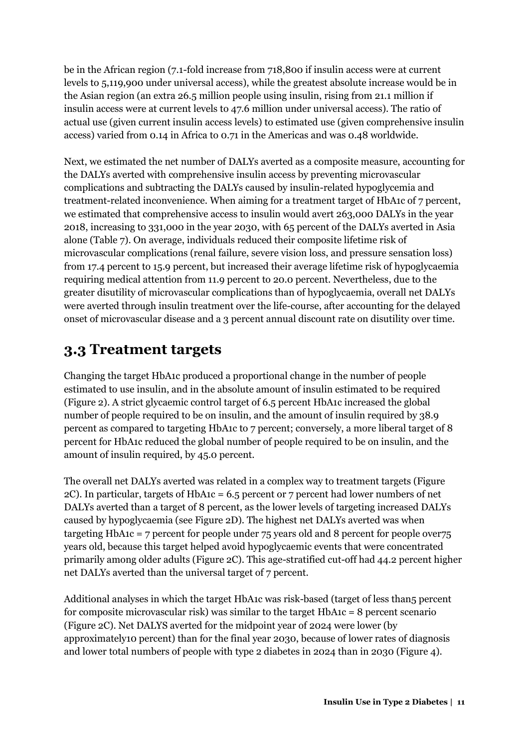be in the African region (7.1-fold increase from 718,800 if insulin access were at current levels to 5,119,900 under universal access), while the greatest absolute increase would be in the Asian region (an extra 26.5 million people using insulin, rising from 21.1 million if insulin access were at current levels to 47.6 million under universal access). The ratio of actual use (given current insulin access levels) to estimated use (given comprehensive insulin access) varied from 0.14 in Africa to 0.71 in the Americas and was 0.48 worldwide.

Next, we estimated the net number of DALYs averted as a composite measure, accounting for the DALYs averted with comprehensive insulin access by preventing microvascular complications and subtracting the DALYs caused by insulin-related hypoglycemia and treatment-related inconvenience. When aiming for a treatment target of HbA1c of 7 percent, we estimated that comprehensive access to insulin would avert 263,000 DALYs in the year 2018, increasing to 331,000 in the year 2030, with 65 percent of the DALYs averted in Asia alone (Table 7). On average, individuals reduced their composite lifetime risk of microvascular complications (renal failure, severe vision loss, and pressure sensation loss) from 17.4 percent to 15.9 percent, but increased their average lifetime risk of hypoglycaemia requiring medical attention from 11.9 percent to 20.0 percent. Nevertheless, due to the greater disutility of microvascular complications than of hypoglycaemia, overall net DALYs were averted through insulin treatment over the life-course, after accounting for the delayed onset of microvascular disease and a 3 percent annual discount rate on disutility over time.

## 3.3 Treatment targets

Changing the target HbA1c produced a proportional change in the number of people estimated to use insulin, and in the absolute amount of insulin estimated to be required (Figure 2). A strict glycaemic control target of 6.5 percent HbA1c increased the global number of people required to be on insulin, and the amount of insulin required by 38.9 percent as compared to targeting HbA1c to 7 percent; conversely, a more liberal target of 8 percent for HbA1c reduced the global number of people required to be on insulin, and the amount of insulin required, by 45.0 percent.

The overall net DALYs averted was related in a complex way to treatment targets (Figure 2C). In particular, targets of HbA1c = 6.5 percent or 7 percent had lower numbers of net DALYs averted than a target of 8 percent, as the lower levels of targeting increased DALYs caused by hypoglycaemia (see Figure 2D). The highest net DALYs averted was when targeting HbA1c = 7 percent for people under 75 years old and 8 percent for people over75 years old, because this target helped avoid hypoglycaemic events that were concentrated primarily among older adults (Figure 2C). This age-stratified cut-off had 44.2 percent higher net DALYs averted than the universal target of 7 percent.

Additional analyses in which the target HbA1c was risk-based (target of less than5 percent for composite microvascular risk) was similar to the target HbA1c = 8 percent scenario (Figure 2C). Net DALYS averted for the midpoint year of 2024 were lower (by approximately10 percent) than for the final year 2030, because of lower rates of diagnosis and lower total numbers of people with type 2 diabetes in 2024 than in 2030 (Figure 4).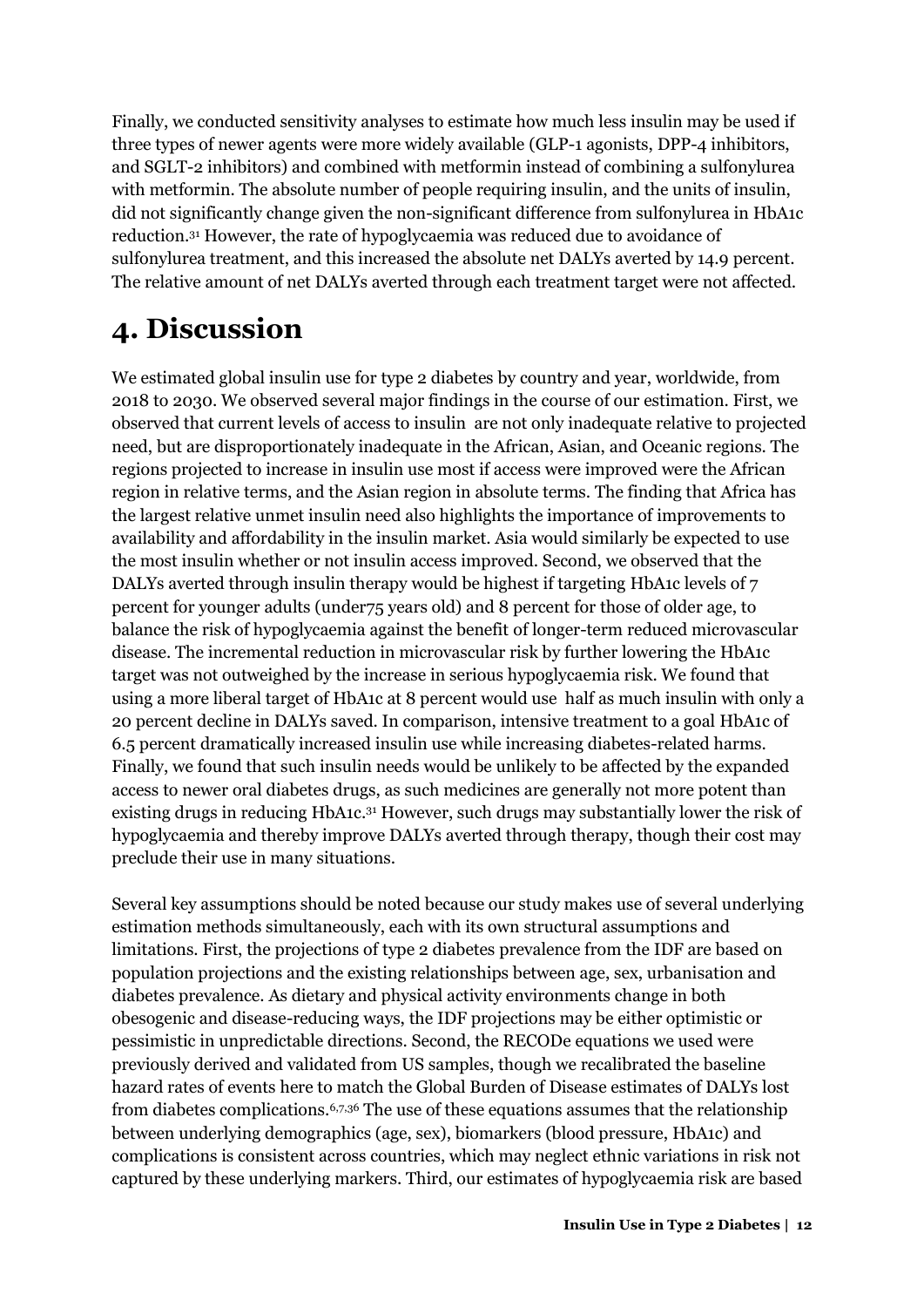Finally, we conducted sensitivity analyses to estimate how much less insulin may be used if three types of newer agents were more widely available (GLP-1 agonists, DPP-4 inhibitors, and SGLT-2 inhibitors) and combined with metformin instead of combining a sulfonylurea with metformin. The absolute number of people requiring insulin, and the units of insulin, did not significantly change given the non-significant difference from sulfonylurea in HbA1c reduction.[31] However, the rate of hypoglycaemia was reduced due to avoidance of sulfonylurea treatment, and this increased the absolute net DALYs averted by 14.9 percent. The relative amount of net DALYs averted through each treatment target were not affected.

# 4. Discussion

We estimated global insulin use for type 2 diabetes by country and year, worldwide, from 2018 to 2030. We observed several major findings in the course of our estimation. First, we observed that current levels of access to insulin are not only inadequate relative to projected need, but are disproportionately inadequate in the African, Asian, and Oceanic regions. The regions projected to increase in insulin use most if access were improved were the African region in relative terms, and the Asian region in absolute terms. The finding that Africa has the largest relative unmet insulin need also highlights the importance of improvements to availability and affordability in the insulin market. Asia would similarly be expected to use the most insulin whether or not insulin access improved. Second, we observed that the DALYs averted through insulin therapy would be highest if targeting HbA1c levels of 7 percent for younger adults (under75 years old) and 8 percent for those of older age, to balance the risk of hypoglycaemia against the benefit of longer-term reduced microvascular disease. The incremental reduction in microvascular risk by further lowering the HbA1c target was not outweighed by the increase in serious hypoglycaemia risk. We found that using a more liberal target of HbA1c at 8 percent would use half as much insulin with only a 20 percent decline in DALYs saved. In comparison, intensive treatment to a goal HbA1c of 6.5 percent dramatically increased insulin use while increasing diabetes-related harms. Finally, we found that such insulin needs would be unlikely to be affected by the expanded access to newer oral diabetes drugs, as such medicines are generally not more potent than existing drugs in reducing HbA1c.[31] However, such drugs may substantially lower the risk of hypoglycaemia and thereby improve DALYs averted through therapy, though their cost may preclude their use in many situations.

Several key assumptions should be noted because our study makes use of several underlying estimation methods simultaneously, each with its own structural assumptions and limitations. First, the projections of type 2 diabetes prevalence from the IDF are based on population projections and the existing relationships between age, sex, urbanisation and diabetes prevalence. As dietary and physical activity environments change in both obesogenic and disease-reducing ways, the IDF projections may be either optimistic or pessimistic in unpredictable directions. Second, the RECODe equations we used were previously derived and validated from US samples, though we recalibrated the baseline hazard rates of events here to match the Global Burden of Disease estimates of DALYs lost from diabetes complications.[6,7,36] The use of these equations assumes that the relationship between underlying demographics (age, sex), biomarkers (blood pressure, HbA1c) and complications is consistent across countries, which may neglect ethnic variations in risk not captured by these underlying markers. Third, our estimates of hypoglycaemia risk are based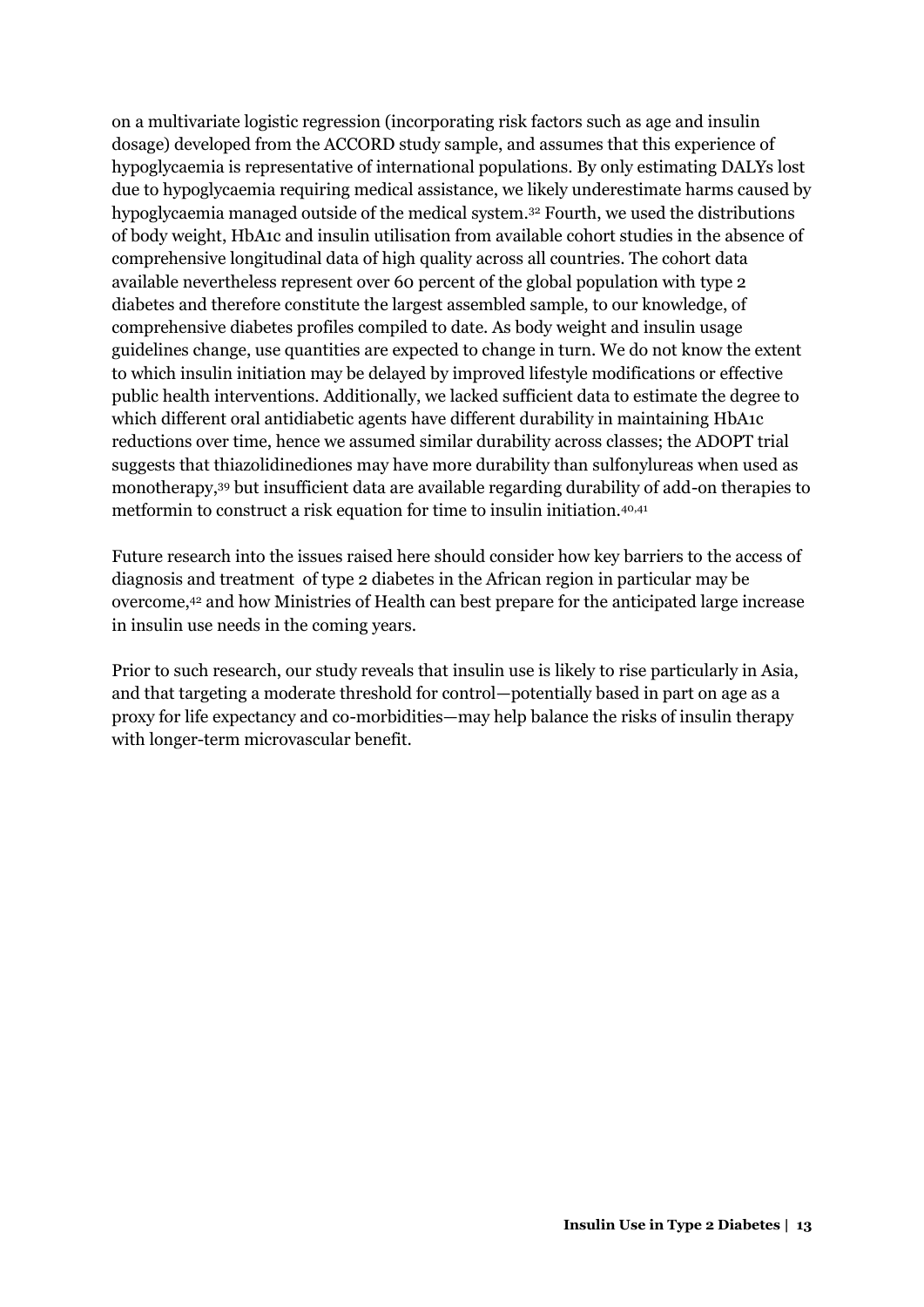on a multivariate logistic regression (incorporating risk factors such as age and insulin dosage) developed from the ACCORD study sample, and assumes that this experience of hypoglycaemia is representative of international populations. By only estimating DALYs lost due to hypoglycaemia requiring medical assistance, we likely underestimate harms caused by hypoglycaemia managed outside of the medical system.[32] Fourth, we used the distributions of body weight, HbA1c and insulin utilisation from available cohort studies in the absence of comprehensive longitudinal data of high quality across all countries. The cohort data available nevertheless represent over 60 percent of the global population with type 2 diabetes and therefore constitute the largest assembled sample, to our knowledge, of comprehensive diabetes profiles compiled to date. As body weight and insulin usage guidelines change, use quantities are expected to change in turn. We do not know the extent to which insulin initiation may be delayed by improved lifestyle modifications or effective public health interventions. Additionally, we lacked sufficient data to estimate the degree to which different oral antidiabetic agents have different durability in maintaining HbA1c reductions over time, hence we assumed similar durability across classes; the ADOPT trial suggests that thiazolidinediones may have more durability than sulfonylureas when used as monotherapy,[39] but insufficient data are available regarding durability of add-on therapies to metformin to construct a risk equation for time to insulin initiation.[40,41]

Future research into the issues raised here should consider how key barriers to the access of diagnosis and treatment of type 2 diabetes in the African region in particular may be overcome,[42] and how Ministries of Health can best prepare for the anticipated large increase in insulin use needs in the coming years.

Prior to such research, our study reveals that insulin use is likely to rise particularly in Asia, and that targeting a moderate threshold for control—potentially based in part on age as a proxy for life expectancy and co-morbidities—may help balance the risks of insulin therapy with longer-term microvascular benefit.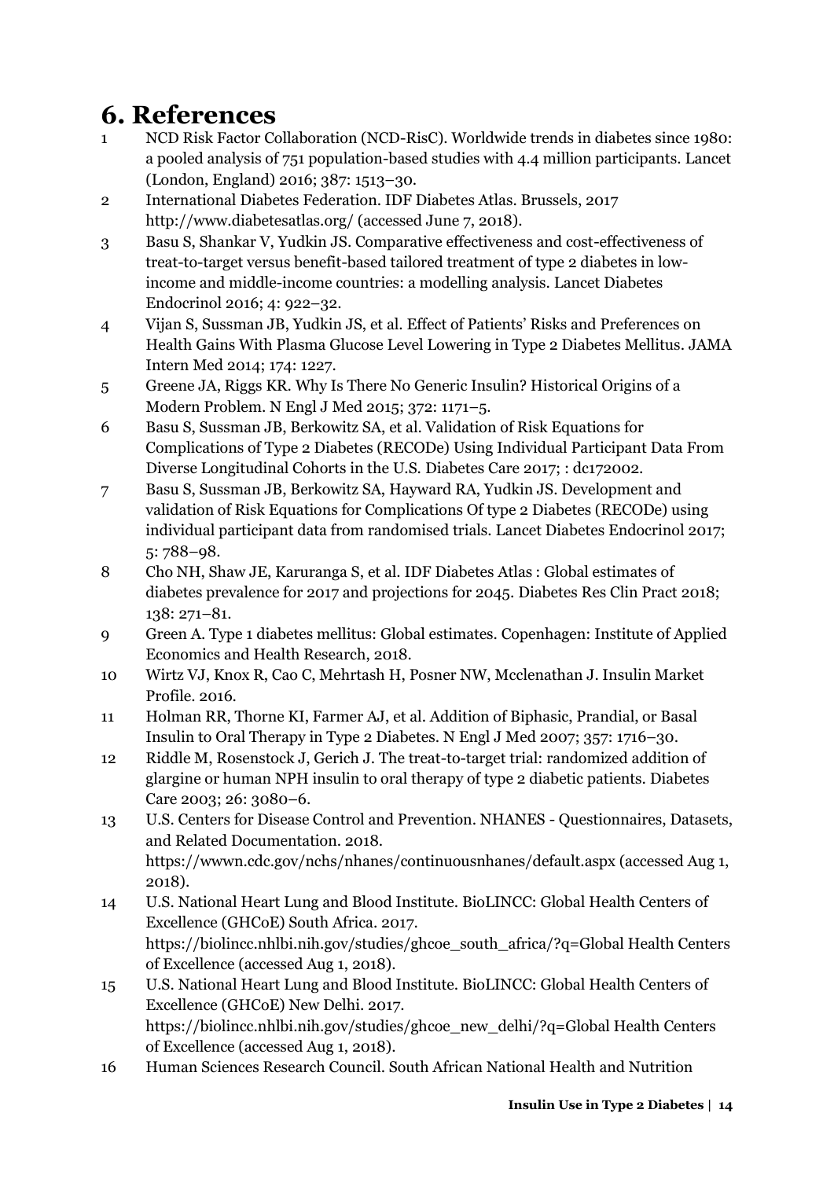# 6. References

1. NCD Risk Factor Collaboration (NCD-RisC). Worldwide trends in diabetes since 1980: a pooled analysis of 751 population-based studies with 4.4 million participants. Lancet (London, England) 2016; 387: 1513–30.
2. International Diabetes Federation. IDF Diabetes Atlas. Brussels, 2017 http://www.diabetesatlas.org/ (accessed June 7, 2018).
3. Basu S, Shankar V, Yudkin JS. Comparative effectiveness and cost-effectiveness of treat-to-target versus benefit-based tailored treatment of type 2 diabetes in low-income and middle-income countries: a modelling analysis. Lancet Diabetes Endocrinol 2016; 4: 922–32.
4. Vijan S, Sussman JB, Yudkin JS, et al. Effect of Patients' Risks and Preferences on Health Gains With Plasma Glucose Level Lowering in Type 2 Diabetes Mellitus. JAMA Intern Med 2014; 174: 1227.
5. Greene JA, Riggs KR. Why Is There No Generic Insulin? Historical Origins of a Modern Problem. N Engl J Med 2015; 372: 1171–5.
6. Basu S, Sussman JB, Berkowitz SA, et al. Validation of Risk Equations for Complications of Type 2 Diabetes (RECODe) Using Individual Participant Data From Diverse Longitudinal Cohorts in the U.S. Diabetes Care 2017; : dc172002.
7. Basu S, Sussman JB, Berkowitz SA, Hayward RA, Yudkin JS. Development and validation of Risk Equations for Complications Of type 2 Diabetes (RECODe) using individual participant data from randomised trials. Lancet Diabetes Endocrinol 2017; 5: 788–98.
8. Cho NH, Shaw JE, Karuranga S, et al. IDF Diabetes Atlas : Global estimates of diabetes prevalence for 2017 and projections for 2045. Diabetes Res Clin Pract 2018; 138: 271–81.
9. Green A. Type 1 diabetes mellitus: Global estimates. Copenhagen: Institute of Applied Economics and Health Research, 2018.
10. Wirtz VJ, Knox R, Cao C, Mehrtash H, Posner NW, Mcclenathan J. Insulin Market Profile. 2016.
11. Holman RR, Thorne KI, Farmer AJ, et al. Addition of Biphasic, Prandial, or Basal Insulin to Oral Therapy in Type 2 Diabetes. N Engl J Med 2007; 357: 1716–30.
12. Riddle M, Rosenstock J, Gerich J. The treat-to-target trial: randomized addition of glargine or human NPH insulin to oral therapy of type 2 diabetic patients. Diabetes Care 2003; 26: 3080–6.
13. U.S. Centers for Disease Control and Prevention. NHANES - Questionnaires, Datasets, and Related Documentation. 2018. https://wwwn.cdc.gov/nchs/nhanes/continuousnhanes/default.aspx (accessed Aug 1, 2018).
14. U.S. National Heart Lung and Blood Institute. BioLINCC: Global Health Centers of Excellence (GHCoE) South Africa. 2017. https://biolincc.nhlbi.nih.gov/studies/ghcoe_south_africa/?q=Global Health Centers of Excellence (accessed Aug 1, 2018).
15. U.S. National Heart Lung and Blood Institute. BioLINCC: Global Health Centers of Excellence (GHCoE) New Delhi. 2017. https://biolincc.nhlbi.nih.gov/studies/ghcoe_new_delhi/?q=Global Health Centers of Excellence (accessed Aug 1, 2018).
16. Human Sciences Research Council. South African National Health and Nutrition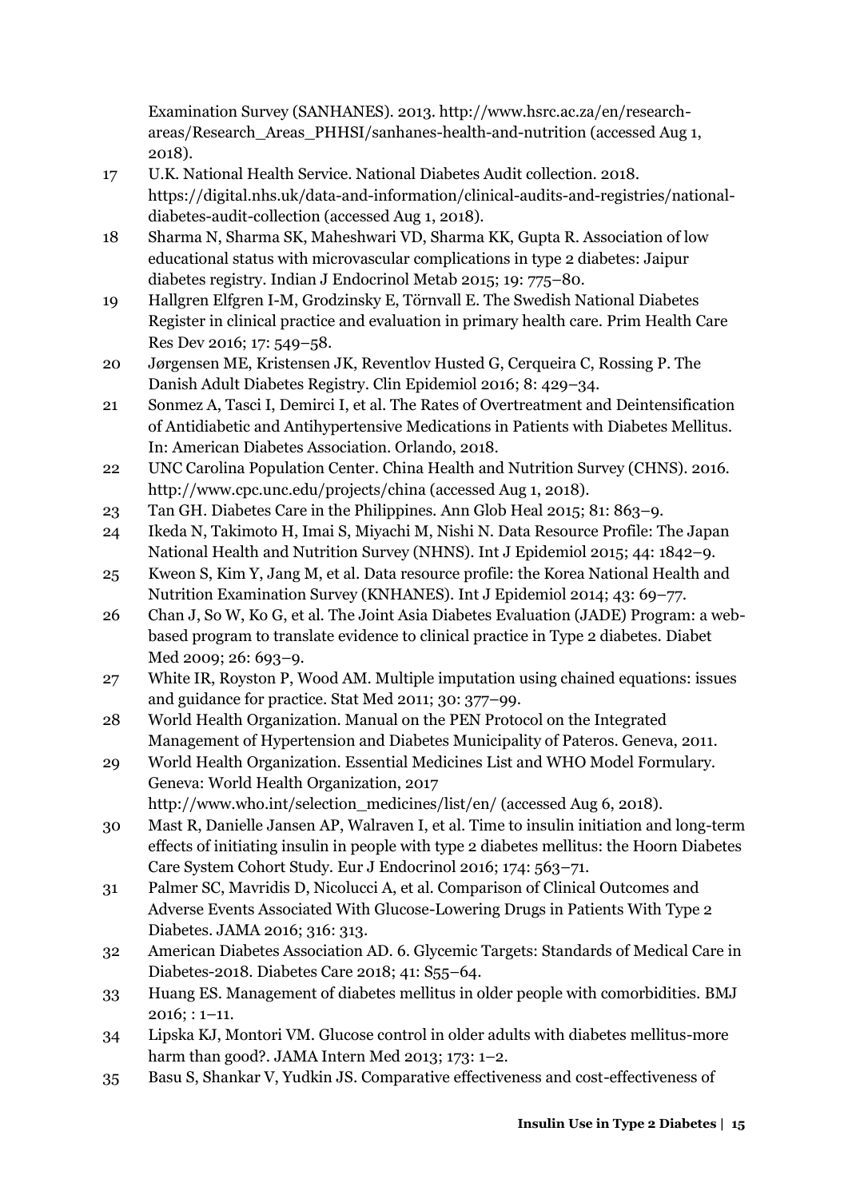Examination Survey (SANHANES). 2013. http://www.hsrc.ac.za/en/research-areas/Research_Areas_PHHSI/sanhanes-health-and-nutrition (accessed Aug 1, 2018).

17 U.K. National Health Service. National Diabetes Audit collection. 2018. https://digital.nhs.uk/data-and-information/clinical-audits-and-registries/national-diabetes-audit-collection (accessed Aug 1, 2018).

18 Sharma N, Sharma SK, Maheshwari VD, Sharma KK, Gupta R. Association of low educational status with microvascular complications in type 2 diabetes: Jaipur diabetes registry. Indian J Endocrinol Metab 2015; 19: 775–80.

19 Hallgren Elfgren I-M, Grodzinsky E, Törnvall E. The Swedish National Diabetes Register in clinical practice and evaluation in primary health care. Prim Health Care Res Dev 2016; 17: 549–58.

20 Jørgensen ME, Kristensen JK, Reventlov Husted G, Cerqueira C, Rossing P. The Danish Adult Diabetes Registry. Clin Epidemiol 2016; 8: 429–34.

21 Sonmez A, Tasci I, Demirci I, et al. The Rates of Overtreatment and Deintensification of Antidiabetic and Antihypertensive Medications in Patients with Diabetes Mellitus. In: American Diabetes Association. Orlando, 2018.

22 UNC Carolina Population Center. China Health and Nutrition Survey (CHNS). 2016. http://www.cpc.unc.edu/projects/china (accessed Aug 1, 2018).

23 Tan GH. Diabetes Care in the Philippines. Ann Glob Heal 2015; 81: 863–9.

24 Ikeda N, Takimoto H, Imai S, Miyachi M, Nishi N. Data Resource Profile: The Japan National Health and Nutrition Survey (NHNS). Int J Epidemiol 2015; 44: 1842–9.

25 Kweon S, Kim Y, Jang M, et al. Data resource profile: the Korea National Health and Nutrition Examination Survey (KNHANES). Int J Epidemiol 2014; 43: 69–77.

26 Chan J, So W, Ko G, et al. The Joint Asia Diabetes Evaluation (JADE) Program: a web-based program to translate evidence to clinical practice in Type 2 diabetes. Diabet Med 2009; 26: 693–9.

27 White IR, Royston P, Wood AM. Multiple imputation using chained equations: issues and guidance for practice. Stat Med 2011; 30: 377–99.

28 World Health Organization. Manual on the PEN Protocol on the Integrated Management of Hypertension and Diabetes Municipality of Pateros. Geneva, 2011.

29 World Health Organization. Essential Medicines List and WHO Model Formulary. Geneva: World Health Organization, 2017 http://www.who.int/selection_medicines/list/en/ (accessed Aug 6, 2018).

30 Mast R, Danielle Jansen AP, Walraven I, et al. Time to insulin initiation and long-term effects of initiating insulin in people with type 2 diabetes mellitus: the Hoorn Diabetes Care System Cohort Study. Eur J Endocrinol 2016; 174: 563–71.

31 Palmer SC, Mavridis D, Nicolucci A, et al. Comparison of Clinical Outcomes and Adverse Events Associated With Glucose-Lowering Drugs in Patients With Type 2 Diabetes. JAMA 2016; 316: 313.

32 American Diabetes Association AD. 6. Glycemic Targets: Standards of Medical Care in Diabetes-2018. Diabetes Care 2018; 41: S55–64.

33 Huang ES. Management of diabetes mellitus in older people with comorbidities. BMJ 2016; : 1–11.

34 Lipska KJ, Montori VM. Glucose control in older adults with diabetes mellitus-more harm than good?. JAMA Intern Med 2013; 173: 1–2.

35 Basu S, Shankar V, Yudkin JS. Comparative effectiveness and cost-effectiveness of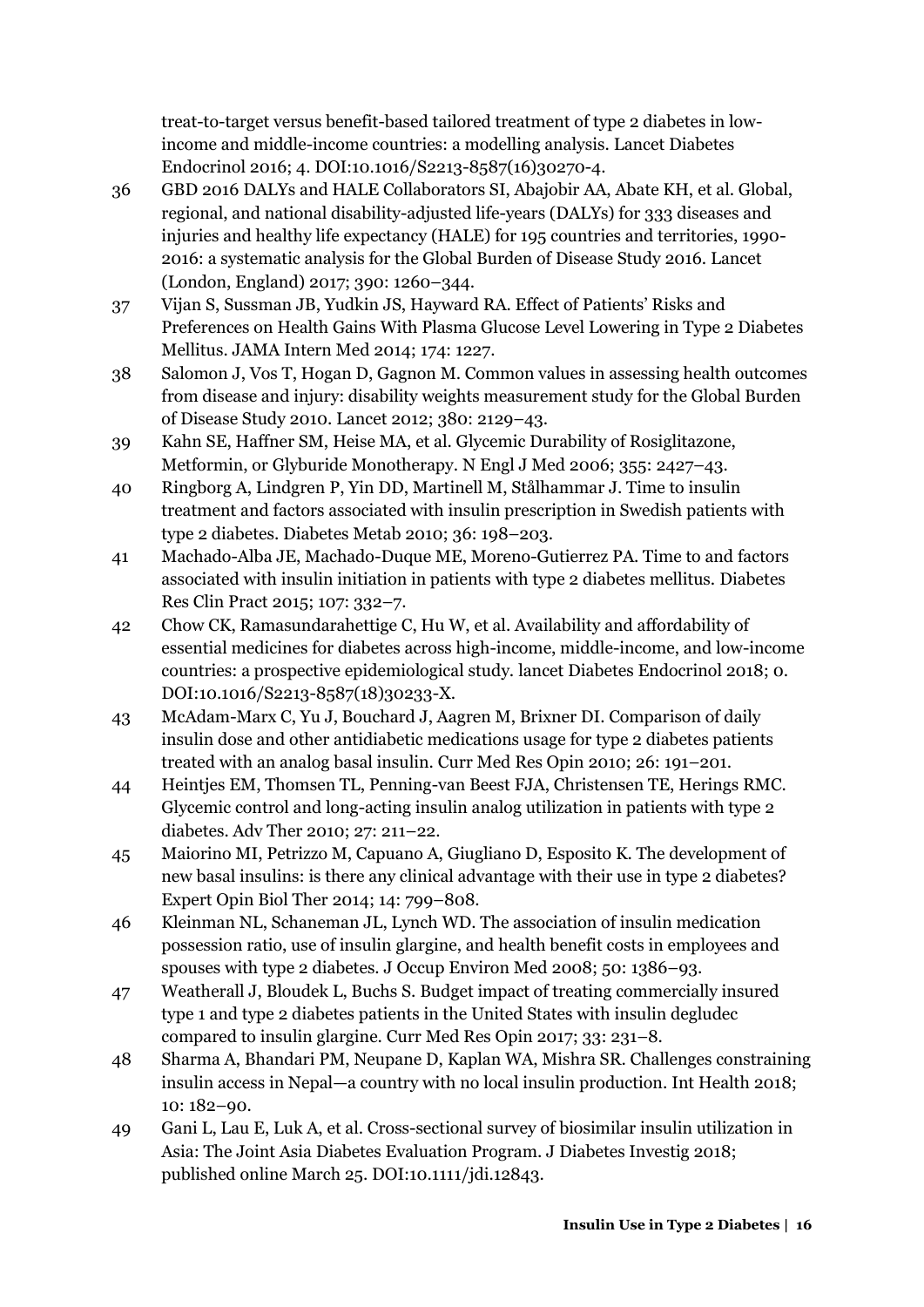treat-to-target versus benefit-based tailored treatment of type 2 diabetes in low-income and middle-income countries: a modelling analysis. Lancet Diabetes Endocrinol 2016; 4. DOI:10.1016/S2213-8587(16)30270-4.

36 GBD 2016 DALYs and HALE Collaborators SI, Abajobir AA, Abate KH, et al. Global, regional, and national disability-adjusted life-years (DALYs) for 333 diseases and injuries and healthy life expectancy (HALE) for 195 countries and territories, 1990-2016: a systematic analysis for the Global Burden of Disease Study 2016. Lancet (London, England) 2017; 390: 1260–344.

37 Vijan S, Sussman JB, Yudkin JS, Hayward RA. Effect of Patients' Risks and Preferences on Health Gains With Plasma Glucose Level Lowering in Type 2 Diabetes Mellitus. JAMA Intern Med 2014; 174: 1227.

38 Salomon J, Vos T, Hogan D, Gagnon M. Common values in assessing health outcomes from disease and injury: disability weights measurement study for the Global Burden of Disease Study 2010. Lancet 2012; 380: 2129–43.

39 Kahn SE, Haffner SM, Heise MA, et al. Glycemic Durability of Rosiglitazone, Metformin, or Glyburide Monotherapy. N Engl J Med 2006; 355: 2427–43.

40 Ringborg A, Lindgren P, Yin DD, Martinell M, Stålhammar J. Time to insulin treatment and factors associated with insulin prescription in Swedish patients with type 2 diabetes. Diabetes Metab 2010; 36: 198–203.

41 Machado-Alba JE, Machado-Duque ME, Moreno-Gutierrez PA. Time to and factors associated with insulin initiation in patients with type 2 diabetes mellitus. Diabetes Res Clin Pract 2015; 107: 332–7.

42 Chow CK, Ramasundarahettige C, Hu W, et al. Availability and affordability of essential medicines for diabetes across high-income, middle-income, and low-income countries: a prospective epidemiological study. lancet Diabetes Endocrinol 2018; 0. DOI:10.1016/S2213-8587(18)30233-X.

43 McAdam-Marx C, Yu J, Bouchard J, Aagren M, Brixner DI. Comparison of daily insulin dose and other antidiabetic medications usage for type 2 diabetes patients treated with an analog basal insulin. Curr Med Res Opin 2010; 26: 191–201.

44 Heintjes EM, Thomsen TL, Penning-van Beest FJA, Christensen TE, Herings RMC. Glycemic control and long-acting insulin analog utilization in patients with type 2 diabetes. Adv Ther 2010; 27: 211–22.

45 Maiorino MI, Petrizzo M, Capuano A, Giugliano D, Esposito K. The development of new basal insulins: is there any clinical advantage with their use in type 2 diabetes? Expert Opin Biol Ther 2014; 14: 799–808.

46 Kleinman NL, Schaneman JL, Lynch WD. The association of insulin medication possession ratio, use of insulin glargine, and health benefit costs in employees and spouses with type 2 diabetes. J Occup Environ Med 2008; 50: 1386–93.

47 Weatherall J, Bloudek L, Buchs S. Budget impact of treating commercially insured type 1 and type 2 diabetes patients in the United States with insulin degludec compared to insulin glargine. Curr Med Res Opin 2017; 33: 231–8.

48 Sharma A, Bhandari PM, Neupane D, Kaplan WA, Mishra SR. Challenges constraining insulin access in Nepal—a country with no local insulin production. Int Health 2018; 10: 182–90.

49 Gani L, Lau E, Luk A, et al. Cross-sectional survey of biosimilar insulin utilization in Asia: The Joint Asia Diabetes Evaluation Program. J Diabetes Investig 2018; published online March 25. DOI:10.1111/jdi.12843.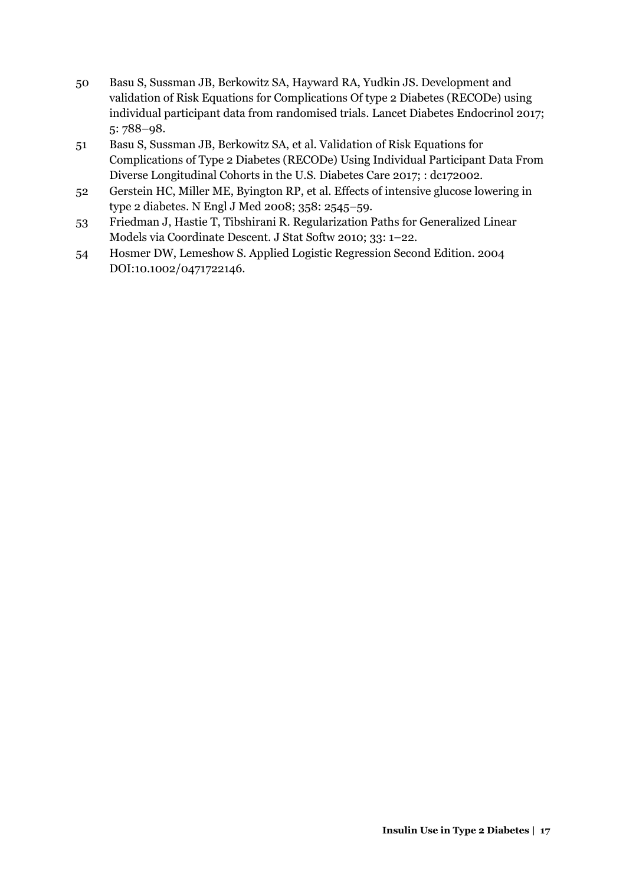50 Basu S, Sussman JB, Berkowitz SA, Hayward RA, Yudkin JS. Development and validation of Risk Equations for Complications Of type 2 Diabetes (RECODe) using individual participant data from randomised trials. Lancet Diabetes Endocrinol 2017; 5: 788–98.

51 Basu S, Sussman JB, Berkowitz SA, et al. Validation of Risk Equations for Complications of Type 2 Diabetes (RECODe) Using Individual Participant Data From Diverse Longitudinal Cohorts in the U.S. Diabetes Care 2017; : dc172002.

52 Gerstein HC, Miller ME, Byington RP, et al. Effects of intensive glucose lowering in type 2 diabetes. N Engl J Med 2008; 358: 2545–59.

53 Friedman J, Hastie T, Tibshirani R. Regularization Paths for Generalized Linear Models via Coordinate Descent. J Stat Softw 2010; 33: 1–22.

54 Hosmer DW, Lemeshow S. Applied Logistic Regression Second Edition. 2004 DOI:10.1002/0471722146.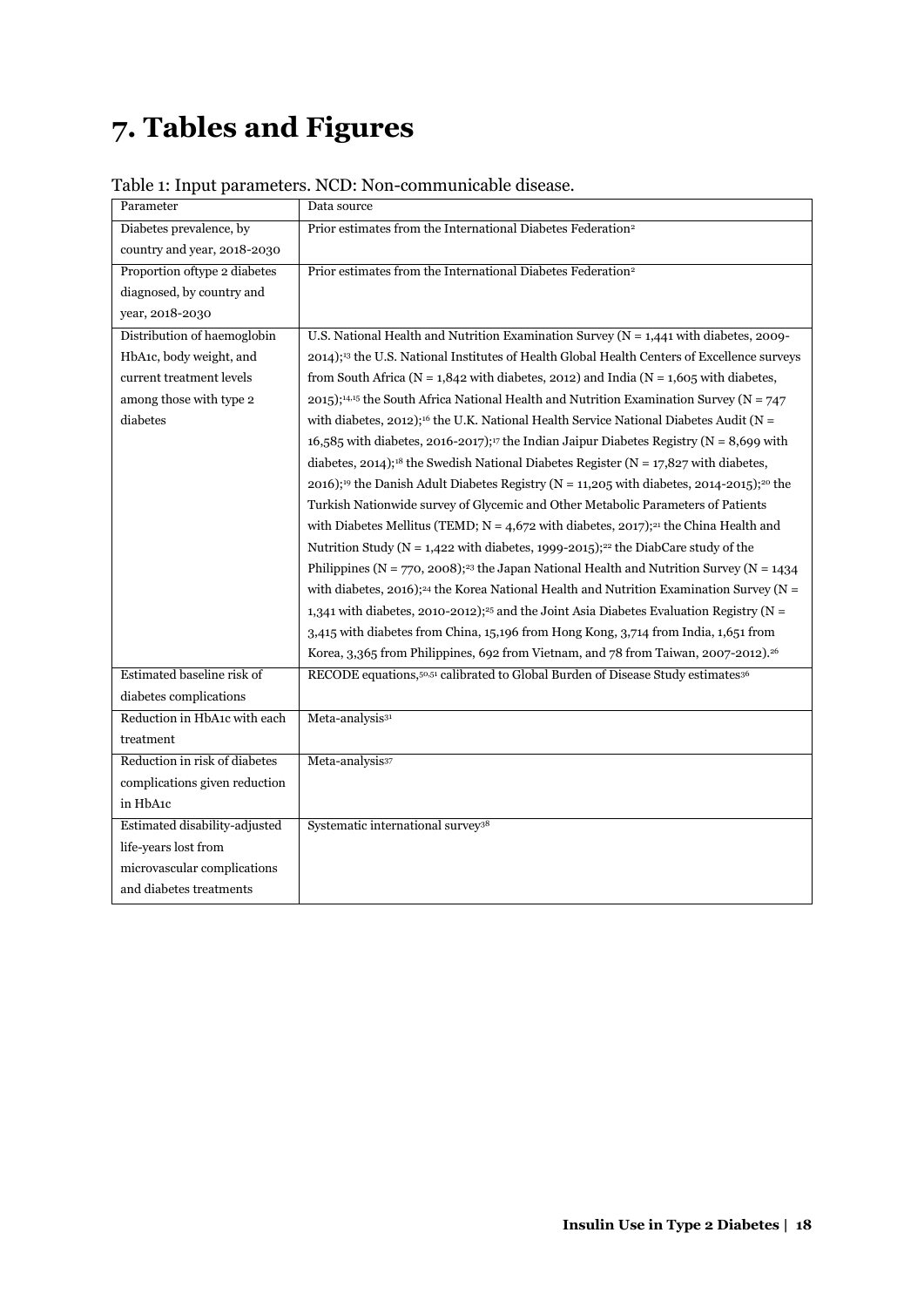# 7. Tables and Figures

Table 1: Input parameters. NCD: Non-communicable disease.

| Parameter | Data source |
|---|---|
| Diabetes prevalence, by country and year, 2018-2030 | Prior estimates from the International Diabetes Federation[2] |
| Proportion oftype 2 diabetes diagnosed, by country and year, 2018-2030 | Prior estimates from the International Diabetes Federation[2] |
| Distribution of haemoglobin HbA1c, body weight, and current treatment levels among those with type 2 diabetes | U.S. National Health and Nutrition Examination Survey (N = 1,441 with diabetes, 2009-2014);[13] the U.S. National Institutes of Health Global Health Centers of Excellence surveys from South Africa (N = 1,842 with diabetes, 2012) and India (N = 1,605 with diabetes, 2015);[14,15] the South Africa National Health and Nutrition Examination Survey (N = 747 with diabetes, 2012);[16] the U.K. National Health Service National Diabetes Audit (N = 16,585 with diabetes, 2016-2017);[17] the Indian Jaipur Diabetes Registry (N = 8,699 with diabetes, 2014);[18] the Swedish National Diabetes Register (N = 17,827 with diabetes, 2016);[19] the Danish Adult Diabetes Registry (N = 11,205 with diabetes, 2014-2015);[20] the Turkish Nationwide survey of Glycemic and Other Metabolic Parameters of Patients with Diabetes Mellitus (TEMD; N = 4,672 with diabetes, 2017);[21] the China Health and Nutrition Study (N = 1,422 with diabetes, 1999-2015);[22] the DiabCare study of the Philippines (N = 770, 2008);[23] the Japan National Health and Nutrition Survey (N = 1434 with diabetes, 2016);[24] the Korea National Health and Nutrition Examination Survey (N = 1,341 with diabetes, 2010-2012);[25] and the Joint Asia Diabetes Evaluation Registry (N = 3,415 with diabetes from China, 15,196 from Hong Kong, 3,714 from India, 1,651 from Korea, 3,365 from Philippines, 692 from Vietnam, and 78 from Taiwan, 2007-2012).[26] |
| Estimated baseline risk of diabetes complications | RECODE equations,[50,51] calibrated to Global Burden of Disease Study estimates[36] |
| Reduction in HbA1c with each treatment | Meta-analysis[31] |
| Reduction in risk of diabetes complications given reduction in HbA1c | Meta-analysis[37] |
| Estimated disability-adjusted life-years lost from microvascular complications and diabetes treatments | Systematic international survey[38] |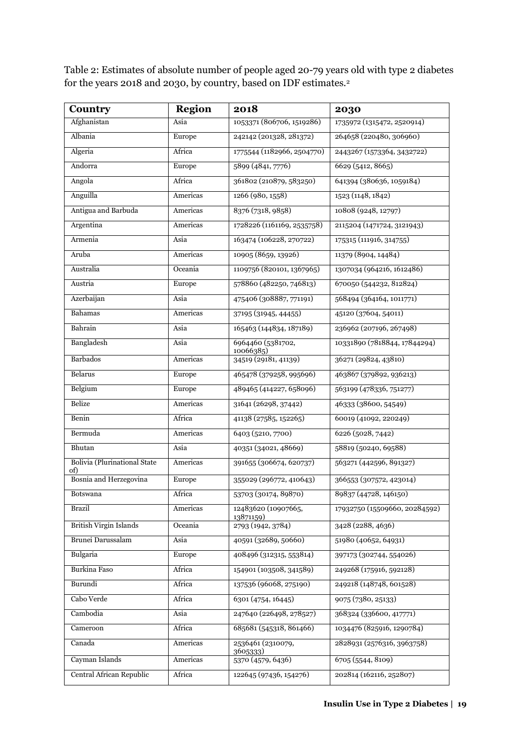Table 2: Estimates of absolute number of people aged 20-79 years old with type 2 diabetes for the years 2018 and 2030, by country, based on IDF estimates.[2]

| Country | Region | 2018 | 2030 |
|---|---|---|---|
| Afghanistan | Asia | 1053371 (806706, 1519286) | 1735972 (1315472, 2520914) |
| Albania | Europe | 242142 (201328, 281372) | 264658 (220480, 306960) |
| Algeria | Africa | 1775544 (1182966, 2504770) | 2443267 (1573364, 3432722) |
| Andorra | Europe | 5899 (4841, 7776) | 6629 (5412, 8665) |
| Angola | Africa | 361802 (210879, 583250) | 641394 (380636, 1059184) |
| Anguilla | Americas | 1266 (980, 1558) | 1523 (1148, 1842) |
| Antigua and Barbuda | Americas | 8376 (7318, 9858) | 10808 (9248, 12797) |
| Argentina | Americas | 1728226 (1161169, 2535758) | 2115204 (1471724, 3121943) |
| Armenia | Asia | 163474 (106228, 270722) | 175315 (111916, 314755) |
| Aruba | Americas | 10905 (8659, 13926) | 11379 (8904, 14484) |
| Australia | Oceania | 1109756 (820101, 1367965) | 1307034 (964216, 1612486) |
| Austria | Europe | 578860 (482250, 746813) | 670050 (544232, 812824) |
| Azerbaijan | Asia | 475406 (308887, 771191) | 568494 (364164, 1011771) |
| Bahamas | Americas | 37195 (31945, 44455) | 45120 (37604, 54011) |
| Bahrain | Asia | 165463 (144834, 187189) | 236962 (207196, 267498) |
| Bangladesh | Asia | 6964460 (5381702, 10066385) | 10331890 (7818844, 17844294) |
| Barbados | Americas | 34519 (29181, 41139) | 36271 (29824, 43810) |
| Belarus | Europe | 465478 (379258, 995696) | 463867 (379892, 936213) |
| Belgium | Europe | 489465 (414227, 658096) | 563199 (478336, 751277) |
| Belize | Americas | 31641 (26298, 37442) | 46333 (38600, 54549) |
| Benin | Africa | 41138 (27585, 152265) | 60019 (41092, 220249) |
| Bermuda | Americas | 6403 (5210, 7700) | 6226 (5028, 7442) |
| Bhutan | Asia | 40351 (34021, 48669) | 58819 (50240, 69588) |
| Bolivia (Plurinational State of) | Americas | 391655 (306674, 620737) | 563271 (442596, 891327) |
| Bosnia and Herzegovina | Europe | 355029 (296772, 410643) | 366553 (307572, 423014) |
| Botswana | Africa | 53703 (30174, 89870) | 89837 (44728, 146150) |
| Brazil | Americas | 12483620 (10907665, 13871159) | 17932750 (15509660, 20284592) |
| British Virgin Islands | Oceania | 2793 (1942, 3784) | 3428 (2288, 4636) |
| Brunei Darussalam | Asia | 40591 (32689, 50660) | 51980 (40652, 64931) |
| Bulgaria | Europe | 408496 (312315, 553814) | 397173 (302744, 554026) |
| Burkina Faso | Africa | 154901 (103508, 341589) | 249268 (175916, 592128) |
| Burundi | Africa | 137536 (96068, 275190) | 249218 (148748, 601528) |
| Cabo Verde | Africa | 6301 (4754, 16445) | 9075 (7380, 25133) |
| Cambodia | Asia | 247640 (226498, 278527) | 368324 (336600, 417771) |
| Cameroon | Africa | 685681 (545318, 861466) | 1034476 (825916, 1290784) |
| Canada | Americas | 2536461 (2310079, 3605333) | 2828931 (2576316, 3963758) |
| Cayman Islands | Americas | 5370 (4579, 6436) | 6705 (5544, 8109) |
| Central African Republic | Africa | 122645 (97436, 154276) | 202814 (162116, 252807) |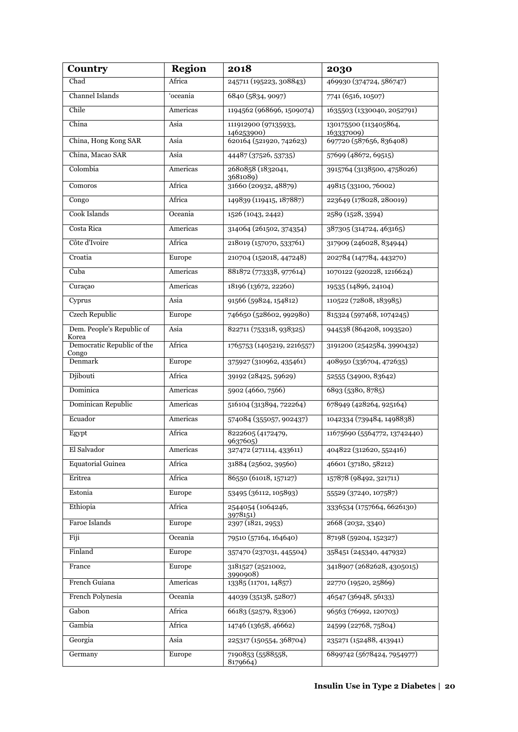| Country | Region | 2018 | 2030 |
|---|---|---|---|
| Chad | Africa | 245711 (195223, 308843) | 469930 (374724, 586747) |
| Channel Islands | ‘oceania | 6840 (5834, 9097) | 7741 (6516, 10507) |
| Chile | Americas | 1194562 (968696, 1509074) | 1635503 (1330040, 2052791) |
| China | Asia | 111912900 (97135933, 146253900) | 130175500 (113405864, 163337009) |
| China, Hong Kong SAR | Asia | 620164 (521920, 742623) | 697720 (587656, 836408) |
| China, Macao SAR | Asia | 44487 (37526, 53735) | 57699 (48672, 69515) |
| Colombia | Americas | 2680858 (1832041, 3681089) | 3915764 (3138500, 4758026) |
| Comoros | Africa | 31660 (20932, 48879) | 49815 (33100, 76002) |
| Congo | Africa | 149839 (119415, 187887) | 223649 (178028, 280019) |
| Cook Islands | Oceania | 1526 (1043, 2442) | 2589 (1528, 3594) |
| Costa Rica | Americas | 314064 (261502, 374354) | 387305 (314724, 463165) |
| Côte d'Ivoire | Africa | 218019 (157070, 533761) | 317909 (246028, 834944) |
| Croatia | Europe | 210704 (152018, 447248) | 202784 (147784, 443270) |
| Cuba | Americas | 881872 (773338, 977614) | 1070122 (920228, 1216624) |
| Curaçao | Americas | 18196 (13672, 22260) | 19535 (14896, 24104) |
| Cyprus | Asia | 91566 (59824, 154812) | 110522 (72808, 183985) |
| Czech Republic | Europe | 746650 (528602, 992980) | 815324 (597468, 1074245) |
| Dem. People's Republic of Korea | Asia | 822711 (753318, 938325) | 944538 (864208, 1093520) |
| Democratic Republic of the Congo | Africa | 1765753 (1405219, 2216557) | 3191200 (2542584, 3990432) |
| Denmark | Europe | 375927 (310962, 435461) | 408950 (336704, 472635) |
| Djibouti | Africa | 39192 (28425, 59629) | 52555 (34900, 83642) |
| Dominica | Americas | 5902 (4660, 7566) | 6893 (5380, 8785) |
| Dominican Republic | Americas | 516104 (313894, 722264) | 678949 (428264, 925164) |
| Ecuador | Americas | 574084 (355057, 902437) | 1042334 (739484, 1498838) |
| Egypt | Africa | 8222605 (4172479, 9637605) | 11675690 (5564772, 13742440) |
| El Salvador | Americas | 327472 (271114, 433611) | 404822 (312620, 552416) |
| Equatorial Guinea | Africa | 31884 (25602, 39560) | 46601 (37180, 58212) |
| Eritrea | Africa | 86550 (61018, 157127) | 157878 (98492, 321711) |
| Estonia | Europe | 53495 (36112, 105893) | 55529 (37240, 107587) |
| Ethiopia | Africa | 2544054 (1064246, 3978151) | 3336534 (1757664, 6626130) |
| Faroe Islands | Europe | 2397 (1821, 2953) | 2668 (2032, 3340) |
| Fiji | Oceania | 79510 (57164, 164640) | 87198 (59204, 152327) |
| Finland | Europe | 357470 (237031, 445504) | 358451 (245340, 447932) |
| France | Europe | 3181527 (2521002, 3990908) | 3418907 (2682628, 4305015) |
| French Guiana | Americas | 13385 (11701, 14857) | 22770 (19520, 25869) |
| French Polynesia | Oceania | 44039 (35138, 52807) | 46547 (36948, 56133) |
| Gabon | Africa | 66183 (52579, 83306) | 96563 (76992, 120703) |
| Gambia | Africa | 14746 (13658, 46662) | 24599 (22768, 75804) |
| Georgia | Asia | 225317 (150554, 368704) | 235271 (152488, 413941) |
| Germany | Europe | 7190853 (5588558, 8179664) | 6899742 (5678424, 7954977) |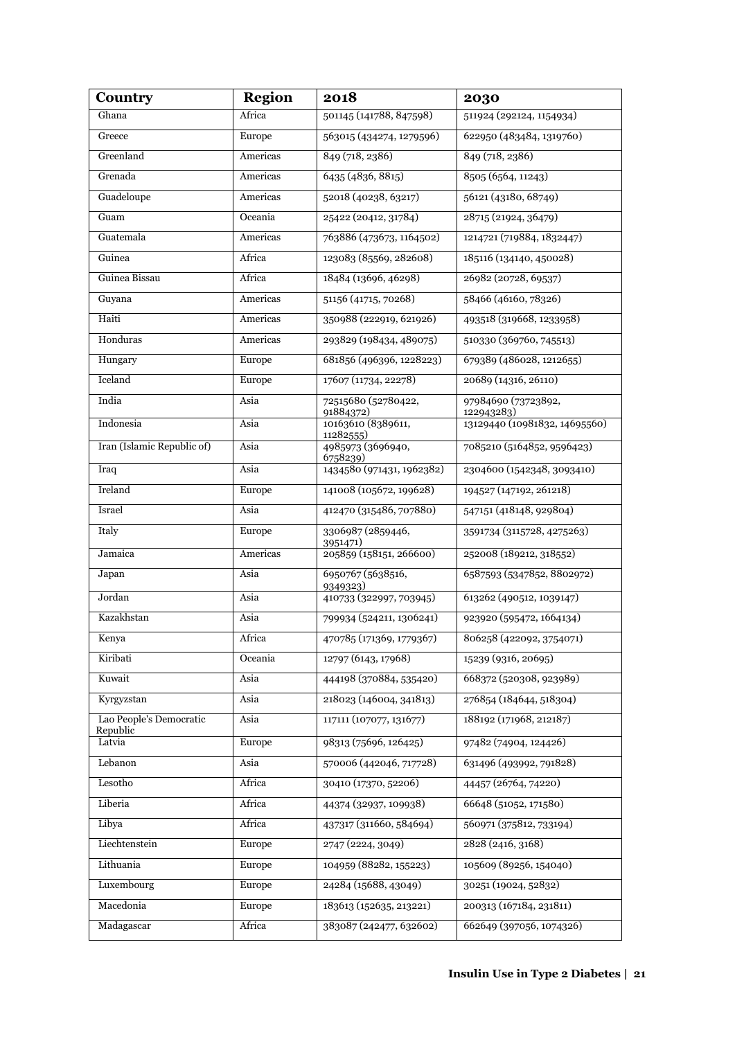| Country | Region | 2018 | 2030 |
| --- | --- | --- | --- |
| Ghana | Africa | 501145 (141788, 847598) | 511924 (292124, 1154934) |
| Greece | Europe | 563015 (434274, 1279596) | 622950 (483484, 1319760) |
| Greenland | Americas | 849 (718, 2386) | 849 (718, 2386) |
| Grenada | Americas | 6435 (4836, 8815) | 8505 (6564, 11243) |
| Guadeloupe | Americas | 52018 (40238, 63217) | 56121 (43180, 68749) |
| Guam | Oceania | 25422 (20412, 31784) | 28715 (21924, 36479) |
| Guatemala | Americas | 763886 (473673, 1164502) | 1214721 (719884, 1832447) |
| Guinea | Africa | 123083 (85569, 282608) | 185116 (134140, 450028) |
| Guinea Bissau | Africa | 18484 (13696, 46298) | 26982 (20728, 69537) |
| Guyana | Americas | 51156 (41715, 70268) | 58466 (46160, 78326) |
| Haiti | Americas | 350988 (222919, 621926) | 493518 (319668, 1233958) |
| Honduras | Americas | 293829 (198434, 489075) | 510330 (369760, 745513) |
| Hungary | Europe | 681856 (496396, 1228223) | 679389 (486028, 1212655) |
| Iceland | Europe | 17607 (11734, 22278) | 20689 (14316, 26110) |
| India | Asia | 72515680 (52780422, 91884372) | 97984690 (73723892, 122943283) |
| Indonesia | Asia | 10163610 (8389611, 11282555) | 13129440 (10981832, 14695560) |
| Iran (Islamic Republic of) | Asia | 4985973 (3696940, 6758239) | 7085210 (5164852, 9596423) |
| Iraq | Asia | 1434580 (971431, 1962382) | 2304600 (1542348, 3093410) |
| Ireland | Europe | 141008 (105672, 199628) | 194527 (147192, 261218) |
| Israel | Asia | 412470 (315486, 707880) | 547151 (418148, 929804) |
| Italy | Europe | 3306987 (2859446, 3951471) | 3591734 (3115728, 4275263) |
| Jamaica | Americas | 205859 (158151, 266600) | 252008 (189212, 318552) |
| Japan | Asia | 6950767 (5638516, 9349323) | 6587593 (5347852, 8802972) |
| Jordan | Asia | 410733 (322997, 703945) | 613262 (490512, 1039147) |
| Kazakhstan | Asia | 799934 (524211, 1306241) | 923920 (595472, 1664134) |
| Kenya | Africa | 470785 (171369, 1779367) | 806258 (422092, 3754071) |
| Kiribati | Oceania | 12797 (6143, 17968) | 15239 (9316, 20695) |
| Kuwait | Asia | 444198 (370884, 535420) | 668372 (520308, 923989) |
| Kyrgyzstan | Asia | 218023 (146004, 341813) | 276854 (184644, 518304) |
| Lao People's Democratic Republic | Asia | 117111 (107077, 131677) | 188192 (171968, 212187) |
| Latvia | Europe | 98313 (75696, 126425) | 97482 (74904, 124426) |
| Lebanon | Asia | 570006 (442046, 717728) | 631496 (493992, 791828) |
| Lesotho | Africa | 30410 (17370, 52206) | 44457 (26764, 74220) |
| Liberia | Africa | 44374 (32937, 109938) | 66648 (51052, 171580) |
| Libya | Africa | 437317 (311660, 584694) | 560971 (375812, 733194) |
| Liechtenstein | Europe | 2747 (2224, 3049) | 2828 (2416, 3168) |
| Lithuania | Europe | 104959 (88282, 155223) | 105609 (89256, 154040) |
| Luxembourg | Europe | 24284 (15688, 43049) | 30251 (19024, 52832) |
| Macedonia | Europe | 183613 (152635, 213221) | 200313 (167184, 231811) |
| Madagascar | Africa | 383087 (242477, 632602) | 662649 (397056, 1074326) |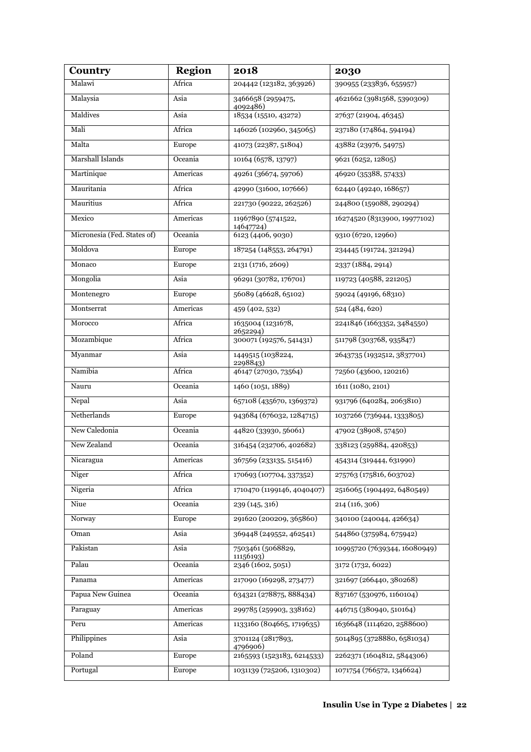| Country | Region | 2018 | 2030 |
|---|---|---|---|
| Malawi | Africa | 204442 (123182, 363926) | 390955 (233836, 655957) |
| Malaysia | Asia | 3466658 (2959475, 4092486) | 4621662 (3981568, 5390309) |
| Maldives | Asia | 18534 (15510, 43272) | 27637 (21904, 46345) |
| Mali | Africa | 146026 (102960, 345065) | 237180 (174864, 594194) |
| Malta | Europe | 41073 (22387, 51804) | 43882 (23976, 54975) |
| Marshall Islands | Oceania | 10164 (6578, 13797) | 9621 (6252, 12805) |
| Martinique | Americas | 49261 (36674, 59706) | 46920 (35388, 57433) |
| Mauritania | Africa | 42990 (31600, 107666) | 62440 (49240, 168657) |
| Mauritius | Africa | 221730 (90222, 262526) | 244800 (159088, 290294) |
| Mexico | Americas | 11967890 (5741522, 14647724) | 16274520 (8313900, 19977102) |
| Micronesia (Fed. States of) | Oceania | 6123 (4406, 9030) | 9310 (6720, 12960) |
| Moldova | Europe | 187254 (148553, 264791) | 234445 (191724, 321294) |
| Monaco | Europe | 2131 (1716, 2609) | 2337 (1884, 2914) |
| Mongolia | Asia | 96291 (30782, 176701) | 119723 (40588, 221205) |
| Montenegro | Europe | 56089 (46628, 65102) | 59024 (49196, 68310) |
| Montserrat | Americas | 459 (402, 532) | 524 (484, 620) |
| Morocco | Africa | 1635004 (1231678, 2652294) | 2241846 (1663352, 3484550) |
| Mozambique | Africa | 300071 (192576, 541431) | 511798 (303768, 935847) |
| Myanmar | Asia | 1449515 (1038224, 2298843) | 2643735 (1932512, 3837701) |
| Namibia | Africa | 46147 (27030, 73564) | 72560 (43600, 120216) |
| Nauru | Oceania | 1460 (1051, 1889) | 1611 (1080, 2101) |
| Nepal | Asia | 657108 (435670, 1369372) | 931796 (640284, 2063810) |
| Netherlands | Europe | 943684 (676032, 1284715) | 1037266 (736944, 1333805) |
| New Caledonia | Oceania | 44820 (33930, 56061) | 47902 (38908, 57450) |
| New Zealand | Oceania | 316454 (232706, 402682) | 338123 (259884, 420853) |
| Nicaragua | Americas | 367569 (233135, 515416) | 454314 (319444, 631990) |
| Niger | Africa | 170693 (107704, 337352) | 275763 (175816, 603702) |
| Nigeria | Africa | 1710470 (1199146, 4040407) | 2516065 (1904492, 6480549) |
| Niue | Oceania | 239 (145, 316) | 214 (116, 306) |
| Norway | Europe | 291620 (200209, 365860) | 340100 (240044, 426634) |
| Oman | Asia | 369448 (249552, 462541) | 544860 (375984, 675942) |
| Pakistan | Asia | 7503461 (5068829, 11156193) | 10995720 (7639344, 16080949) |
| Palau | Oceania | 2346 (1602, 5051) | 3172 (1732, 6022) |
| Panama | Americas | 217090 (169298, 273477) | 321697 (266440, 380268) |
| Papua New Guinea | Oceania | 634321 (278875, 888434) | 837167 (530976, 1160104) |
| Paraguay | Americas | 299785 (259903, 338162) | 446715 (380940, 510164) |
| Peru | Americas | 1133160 (804665, 1719635) | 1636648 (1114620, 2588600) |
| Philippines | Asia | 3701124 (2817893, 4796906) | 5014895 (3728880, 6581034) |
| Poland | Europe | 2165593 (1523183, 6214533) | 2262371 (1604812, 5844306) |
| Portugal | Europe | 1031139 (725206, 1310302) | 1071754 (766572, 1346624) |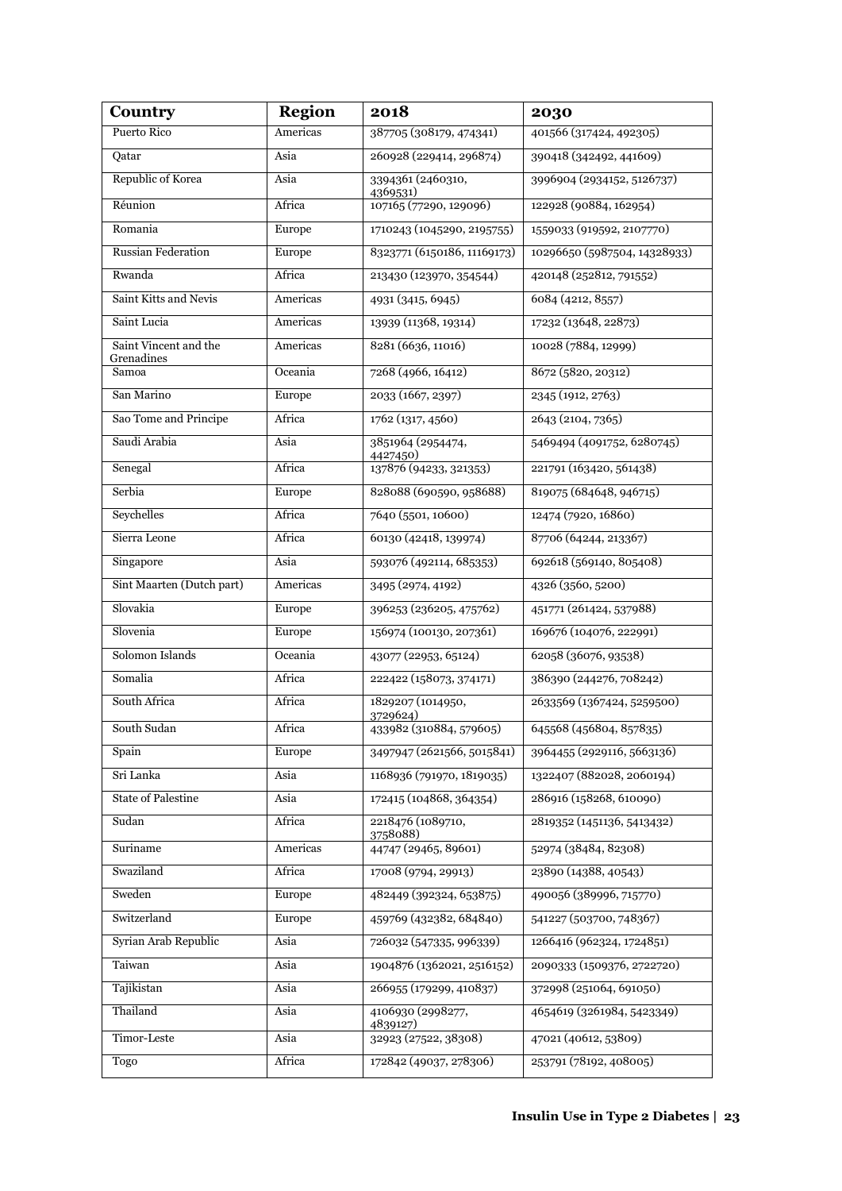| Country | Region | 2018 | 2030 |
|---|---|---|---|
| Puerto Rico | Americas | 387705 (308179, 474341) | 401566 (317424, 492305) |
| Qatar | Asia | 260928 (229414, 296874) | 390418 (342492, 441609) |
| Republic of Korea | Asia | 3394361 (2460310, 4369531) | 3996904 (2934152, 5126737) |
| Réunion | Africa | 107165 (77290, 129096) | 122928 (90884, 162954) |
| Romania | Europe | 1710243 (1045290, 2195755) | 1559033 (919592, 2107770) |
| Russian Federation | Europe | 8323771 (6150186, 11169173) | 10296650 (5987504, 14328933) |
| Rwanda | Africa | 213430 (123970, 354544) | 420148 (252812, 791552) |
| Saint Kitts and Nevis | Americas | 4931 (3415, 6945) | 6084 (4212, 8557) |
| Saint Lucia | Americas | 13939 (11368, 19314) | 17232 (13648, 22873) |
| Saint Vincent and the Grenadines | Americas | 8281 (6636, 11016) | 10028 (7884, 12999) |
| Samoa | Oceania | 7268 (4966, 16412) | 8672 (5820, 20312) |
| San Marino | Europe | 2033 (1667, 2397) | 2345 (1912, 2763) |
| Sao Tome and Principe | Africa | 1762 (1317, 4560) | 2643 (2104, 7365) |
| Saudi Arabia | Asia | 3851964 (2954474, 4427450) | 5469494 (4091752, 6280745) |
| Senegal | Africa | 137876 (94233, 321353) | 221791 (163420, 561438) |
| Serbia | Europe | 828088 (690590, 958688) | 819075 (684648, 946715) |
| Seychelles | Africa | 7640 (5501, 10600) | 12474 (7920, 16860) |
| Sierra Leone | Africa | 60130 (42418, 139974) | 87706 (64244, 213367) |
| Singapore | Asia | 593076 (492114, 685353) | 692618 (569140, 805408) |
| Sint Maarten (Dutch part) | Americas | 3495 (2974, 4192) | 4326 (3560, 5200) |
| Slovakia | Europe | 396253 (236205, 475762) | 451771 (261424, 537988) |
| Slovenia | Europe | 156974 (100130, 207361) | 169676 (104076, 222991) |
| Solomon Islands | Oceania | 43077 (22953, 65124) | 62058 (36076, 93538) |
| Somalia | Africa | 222422 (158073, 374171) | 386390 (244276, 708242) |
| South Africa | Africa | 1829207 (1014950, 3729624) | 2633569 (1367424, 5259500) |
| South Sudan | Africa | 433982 (310884, 579605) | 645568 (456804, 857835) |
| Spain | Europe | 3497947 (2621566, 5015841) | 3964455 (2929116, 5663136) |
| Sri Lanka | Asia | 1168936 (791970, 1819035) | 1322407 (882028, 2060194) |
| State of Palestine | Asia | 172415 (104868, 364354) | 286916 (158268, 610090) |
| Sudan | Africa | 2218476 (1089710, 3758088) | 2819352 (1451136, 5413432) |
| Suriname | Americas | 44747 (29465, 89601) | 52974 (38484, 82308) |
| Swaziland | Africa | 17008 (9794, 29913) | 23890 (14388, 40543) |
| Sweden | Europe | 482449 (392324, 653875) | 490056 (389996, 715770) |
| Switzerland | Europe | 459769 (432382, 684840) | 541227 (503700, 748367) |
| Syrian Arab Republic | Asia | 726032 (547335, 996339) | 1266416 (962324, 1724851) |
| Taiwan | Asia | 1904876 (1362021, 2516152) | 2090333 (1509376, 2722720) |
| Tajikistan | Asia | 266955 (179299, 410837) | 372998 (251064, 691050) |
| Thailand | Asia | 4106930 (2998277, 4839127) | 4654619 (3261984, 5423349) |
| Timor-Leste | Asia | 32923 (27522, 38308) | 47021 (40612, 53809) |
| Togo | Africa | 172842 (49037, 278306) | 253791 (78192, 408005) |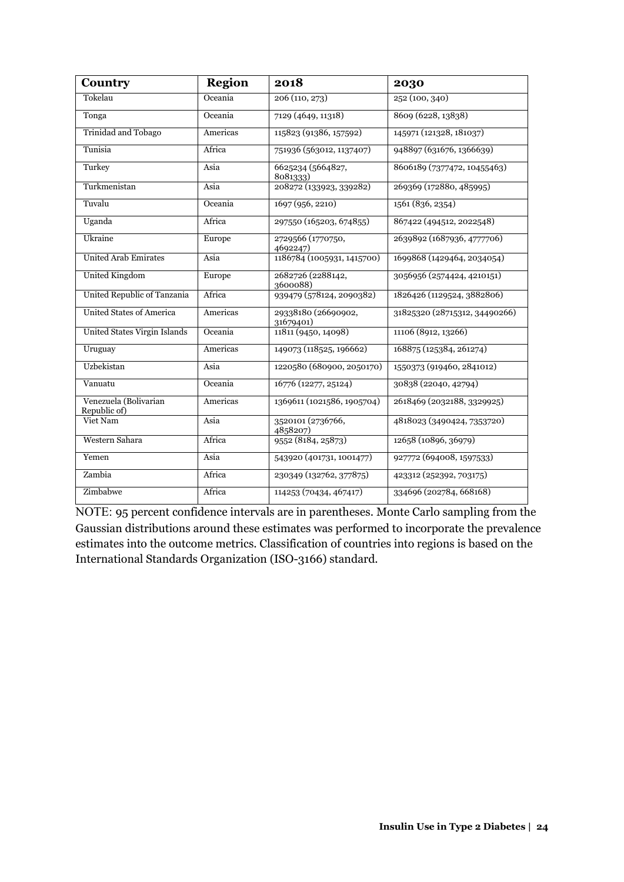| Country | Region | 2018 | 2030 |
|---|---|---|---|
| Tokelau | Oceania | 206 (110, 273) | 252 (100, 340) |
| Tonga | Oceania | 7129 (4649, 11318) | 8609 (6228, 13838) |
| Trinidad and Tobago | Americas | 115823 (91386, 157592) | 145971 (121328, 181037) |
| Tunisia | Africa | 751936 (563012, 1137407) | 948897 (631676, 1366639) |
| Turkey | Asia | 6625234 (5664827, 8081333) | 8606189 (7377472, 10455463) |
| Turkmenistan | Asia | 208272 (133923, 339282) | 269369 (172880, 485995) |
| Tuvalu | Oceania | 1697 (956, 2210) | 1561 (836, 2354) |
| Uganda | Africa | 297550 (165203, 674855) | 867422 (494512, 2022548) |
| Ukraine | Europe | 2729566 (1770750, 4692247) | 2639892 (1687936, 4777706) |
| United Arab Emirates | Asia | 1186784 (1005931, 1415700) | 1699868 (1429464, 2034054) |
| United Kingdom | Europe | 2682726 (2288142, 3600088) | 3056956 (2574424, 4210151) |
| United Republic of Tanzania | Africa | 939479 (578124, 2090382) | 1826426 (1129524, 3882806) |
| United States of America | Americas | 29338180 (26690902, 31679401) | 31825320 (28715312, 34490266) |
| United States Virgin Islands | Oceania | 11811 (9450, 14098) | 11106 (8912, 13266) |
| Uruguay | Americas | 149073 (118525, 196662) | 168875 (125384, 261274) |
| Uzbekistan | Asia | 1220580 (680900, 2050170) | 1550373 (919460, 2841012) |
| Vanuatu | Oceania | 16776 (12277, 25124) | 30838 (22040, 42794) |
| Venezuela (Bolivarian Republic of) | Americas | 1369611 (1021586, 1905704) | 2618469 (2032188, 3329925) |
| Viet Nam | Asia | 3520101 (2736766, 4858207) | 4818023 (3490424, 7353720) |
| Western Sahara | Africa | 9552 (8184, 25873) | 12658 (10896, 36979) |
| Yemen | Asia | 543920 (401731, 1001477) | 927772 (694008, 1597533) |
| Zambia | Africa | 230349 (132762, 377875) | 423312 (252392, 703175) |
| Zimbabwe | Africa | 114253 (70434, 467417) | 334696 (202784, 668168) |

NOTE: 95 percent confidence intervals are in parentheses. Monte Carlo sampling from the Gaussian distributions around these estimates was performed to incorporate the prevalence estimates into the outcome metrics. Classification of countries into regions is based on the International Standards Organization (ISO-3166) standard.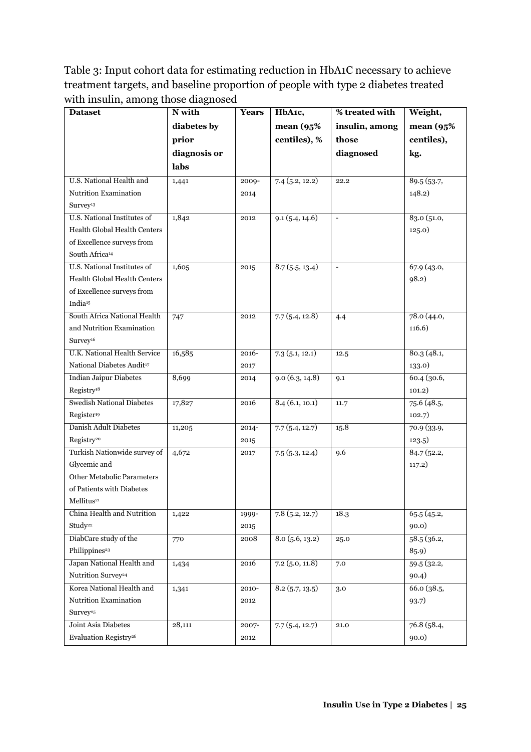Table 3: Input cohort data for estimating reduction in HbA1C necessary to achieve treatment targets, and baseline proportion of people with type 2 diabetes treated with insulin, among those diagnosed

| Dataset | N with diabetes by prior diagnosis or labs | Years | HbA1c, mean (95% centiles), % | % treated with insulin, among those diagnosed | Weight, mean (95% centiles), kg. |
|---|---|---|---|---|---|
| U.S. National Health and Nutrition Examination Survey[13] | 1,441 | 2009-2014 | 7.4 (5.2, 12.2) | 22.2 | 89.5 (53.7, 148.2) |
| U.S. National Institutes of Health Global Health Centers of Excellence surveys from South Africa[14] | 1,842 | 2012 | 9.1 (5.4, 14.6) | - | 83.0 (51.0, 125.0) |
| U.S. National Institutes of Health Global Health Centers of Excellence surveys from India[15] | 1,605 | 2015 | 8.7 (5.5, 13.4) | - | 67.9 (43.0, 98.2) |
| South Africa National Health and Nutrition Examination Survey[16] | 747 | 2012 | 7.7 (5.4, 12.8) | 4.4 | 78.0 (44.0, 116.6) |
| U.K. National Health Service National Diabetes Audit[17] | 16,585 | 2016-2017 | 7.3 (5.1, 12.1) | 12.5 | 80.3 (48.1, 133.0) |
| Indian Jaipur Diabetes Registry[18] | 8,699 | 2014 | 9.0 (6.3, 14.8) | 9.1 | 60.4 (30.6, 101.2) |
| Swedish National Diabetes Register[19] | 17,827 | 2016 | 8.4 (6.1, 10.1) | 11.7 | 75.6 (48.5, 102.7) |
| Danish Adult Diabetes Registry[20] | 11,205 | 2014-2015 | 7.7 (5.4, 12.7) | 15.8 | 70.9 (33.9, 123.5) |
| Turkish Nationwide survey of Glycemic and Other Metabolic Parameters of Patients with Diabetes Mellitus[21] | 4,672 | 2017 | 7.5 (5.3, 12.4) | 9.6 | 84.7 (52.2, 117.2) |
| China Health and Nutrition Study[22] | 1,422 | 1999-2015 | 7.8 (5.2, 12.7) | 18.3 | 65.5 (45.2, 90.0) |
| DiabCare study of the Philippines[23] | 770 | 2008 | 8.0 (5.6, 13.2) | 25.0 | 58.5 (36.2, 85.9) |
| Japan National Health and Nutrition Survey[24] | 1,434 | 2016 | 7.2 (5.0, 11.8) | 7.0 | 59.5 (32.2, 90.4) |
| Korea National Health and Nutrition Examination Survey[25] | 1,341 | 2010-2012 | 8.2 (5.7, 13.5) | 3.0 | 66.0 (38.5, 93.7) |
| Joint Asia Diabetes Evaluation Registry[26] | 28,111 | 2007-2012 | 7.7 (5.4, 12.7) | 21.0 | 76.8 (58.4, 90.0) |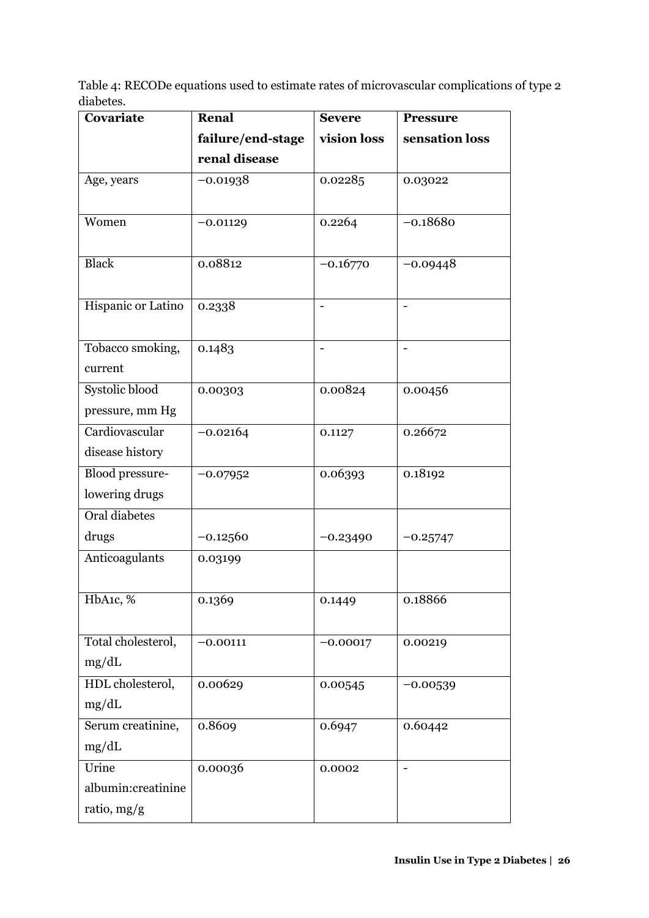Table 4: RECODe equations used to estimate rates of microvascular complications of type 2 diabetes.

| Covariate | Renal failure/end-stage renal disease | Severe vision loss | Pressure sensation loss |
|---|---|---|---|
| Age, years | −0.01938 | 0.02285 | 0.03022 |
| Women | −0.01129 | 0.2264 | −0.18680 |
| Black | 0.08812 | −0.16770 | −0.09448 |
| Hispanic or Latino | 0.2338 | - | - |
| Tobacco smoking, current | 0.1483 | - | - |
| Systolic blood pressure, mm Hg | 0.00303 | 0.00824 | 0.00456 |
| Cardiovascular disease history | −0.02164 | 0.1127 | 0.26672 |
| Blood pressure-lowering drugs | −0.07952 | 0.06393 | 0.18192 |
| Oral diabetes drugs | −0.12560 | −0.23490 | −0.25747 |
| Anticoagulants | 0.03199 | | |
| HbA1c, % | 0.1369 | 0.1449 | 0.18866 |
| Total cholesterol, mg/dL | −0.00111 | −0.00017 | 0.00219 |
| HDL cholesterol, mg/dL | 0.00629 | 0.00545 | −0.00539 |
| Serum creatinine, mg/dL | 0.8609 | 0.6947 | 0.60442 |
| Urine albumin:creatinine ratio, mg/g | 0.00036 | 0.0002 | - |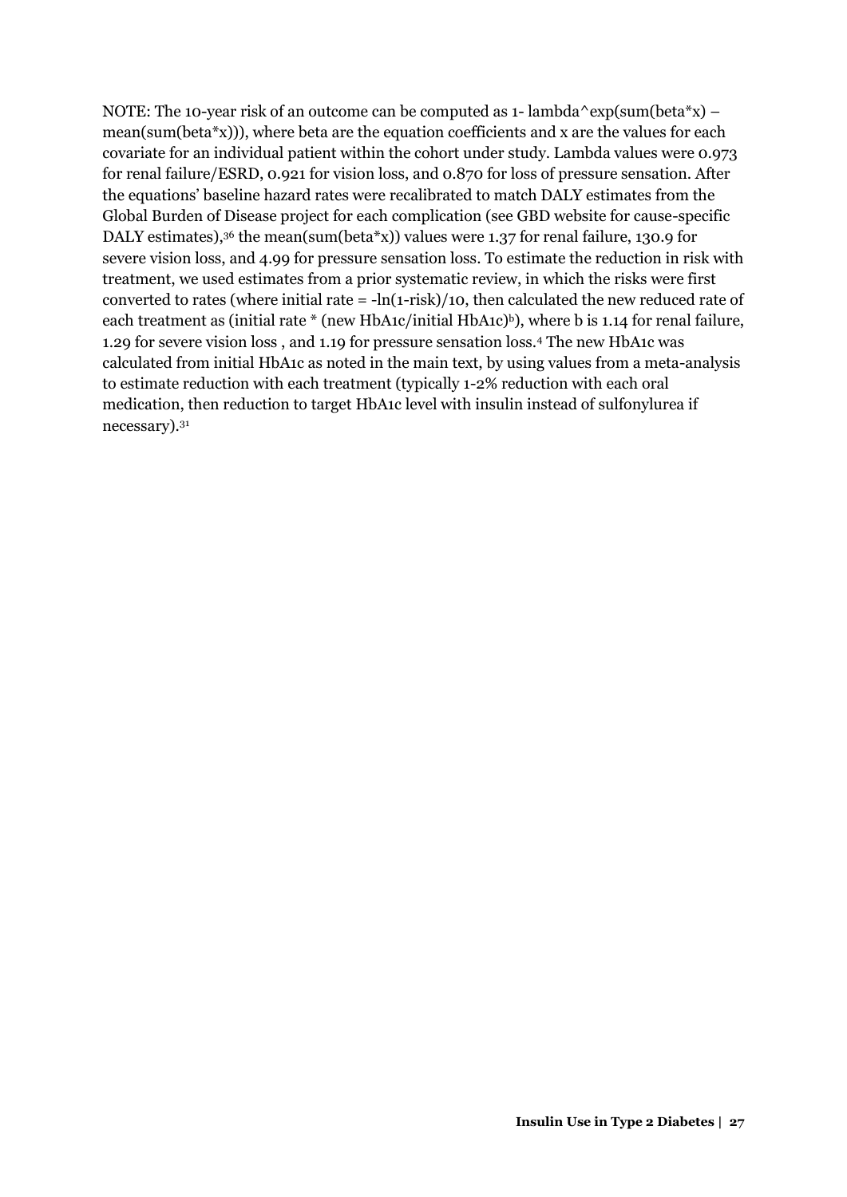NOTE: The 10-year risk of an outcome can be computed as 1- lambda^exp(sum(beta*x) – mean(sum(beta*x))), where beta are the equation coefficients and x are the values for each covariate for an individual patient within the cohort under study. Lambda values were 0.973 for renal failure/ESRD, 0.921 for vision loss, and 0.870 for loss of pressure sensation. After the equations' baseline hazard rates were recalibrated to match DALY estimates from the Global Burden of Disease project for each complication (see GBD website for cause-specific DALY estimates),[36] the mean(sum(beta*x)) values were 1.37 for renal failure, 130.9 for severe vision loss, and 4.99 for pressure sensation loss. To estimate the reduction in risk with treatment, we used estimates from a prior systematic review, in which the risks were first converted to rates (where initial rate = -ln(1-risk)/10, then calculated the new reduced rate of each treatment as (initial rate * (new HbA1c/initial HbA1c)$^{b}$), where b is 1.14 for renal failure, 1.29 for severe vision loss , and 1.19 for pressure sensation loss.[4] The new HbA1c was calculated from initial HbA1c as noted in the main text, by using values from a meta-analysis to estimate reduction with each treatment (typically 1-2% reduction with each oral medication, then reduction to target HbA1c level with insulin instead of sulfonylurea if necessary).[31]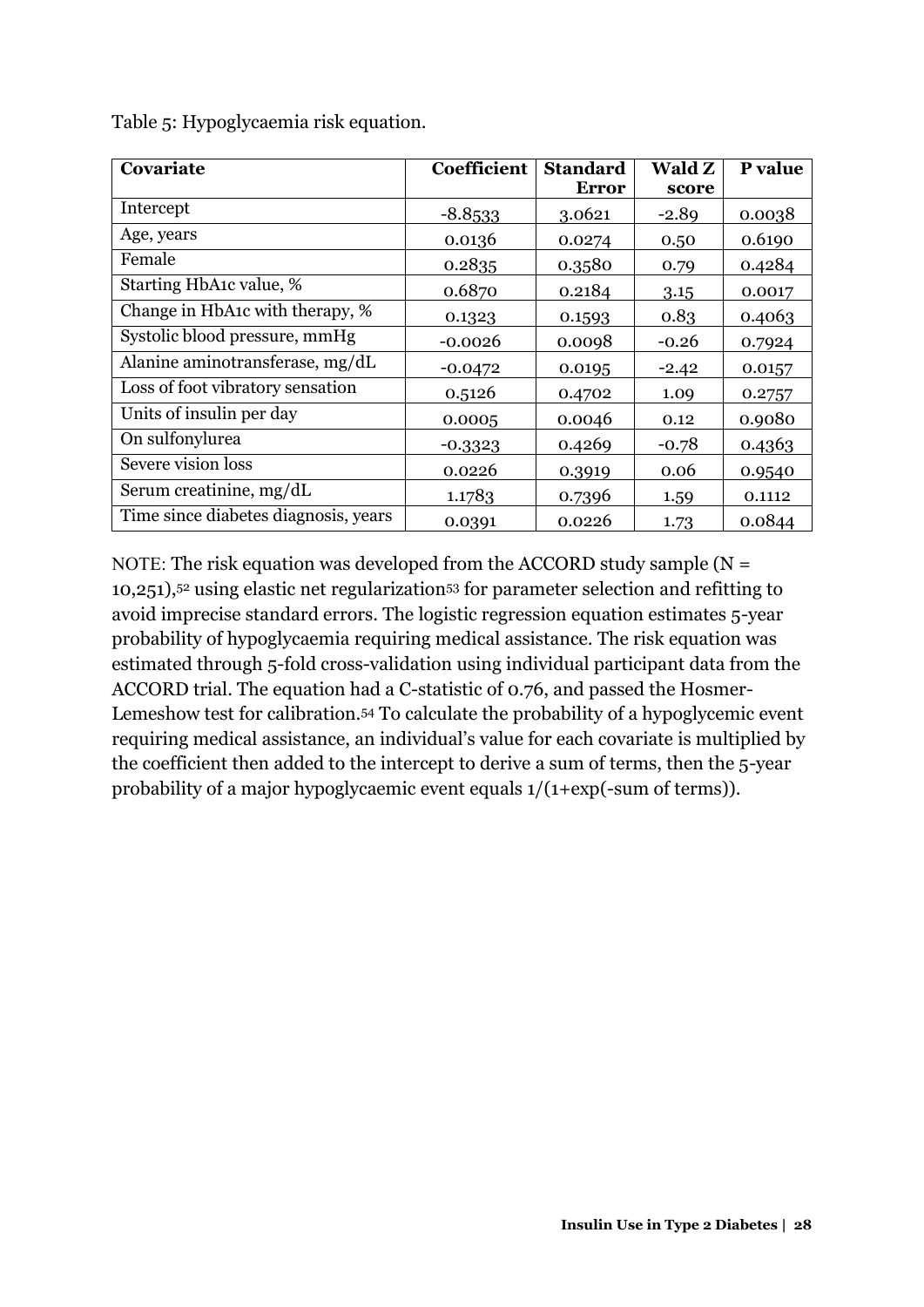Table 5: Hypoglycaemia risk equation.

| Covariate | Coefficient | Standard Error | Wald Z score | P value |
|---|---|---|---|---|
| Intercept | -8.8533 | 3.0621 | -2.89 | 0.0038 |
| Age, years | 0.0136 | 0.0274 | 0.50 | 0.6190 |
| Female | 0.2835 | 0.3580 | 0.79 | 0.4284 |
| Starting HbA1c value, % | 0.6870 | 0.2184 | 3.15 | 0.0017 |
| Change in HbA1c with therapy, % | 0.1323 | 0.1593 | 0.83 | 0.4063 |
| Systolic blood pressure, mmHg | -0.0026 | 0.0098 | -0.26 | 0.7924 |
| Alanine aminotransferase, mg/dL | -0.0472 | 0.0195 | -2.42 | 0.0157 |
| Loss of foot vibratory sensation | 0.5126 | 0.4702 | 1.09 | 0.2757 |
| Units of insulin per day | 0.0005 | 0.0046 | 0.12 | 0.9080 |
| On sulfonylurea | -0.3323 | 0.4269 | -0.78 | 0.4363 |
| Severe vision loss | 0.0226 | 0.3919 | 0.06 | 0.9540 |
| Serum creatinine, mg/dL | 1.1783 | 0.7396 | 1.59 | 0.1112 |
| Time since diabetes diagnosis, years | 0.0391 | 0.0226 | 1.73 | 0.0844 |

NOTE: The risk equation was developed from the ACCORD study sample (N = 10,251),[52] using elastic net regularization[53] for parameter selection and refitting to avoid imprecise standard errors. The logistic regression equation estimates 5-year probability of hypoglycaemia requiring medical assistance. The risk equation was estimated through 5-fold cross-validation using individual participant data from the ACCORD trial. The equation had a C-statistic of 0.76, and passed the Hosmer-Lemeshow test for calibration.[54] To calculate the probability of a hypoglycemic event requiring medical assistance, an individual's value for each covariate is multiplied by the coefficient then added to the intercept to derive a sum of terms, then the 5-year probability of a major hypoglycaemic event equals 1/(1+exp(-sum of terms)).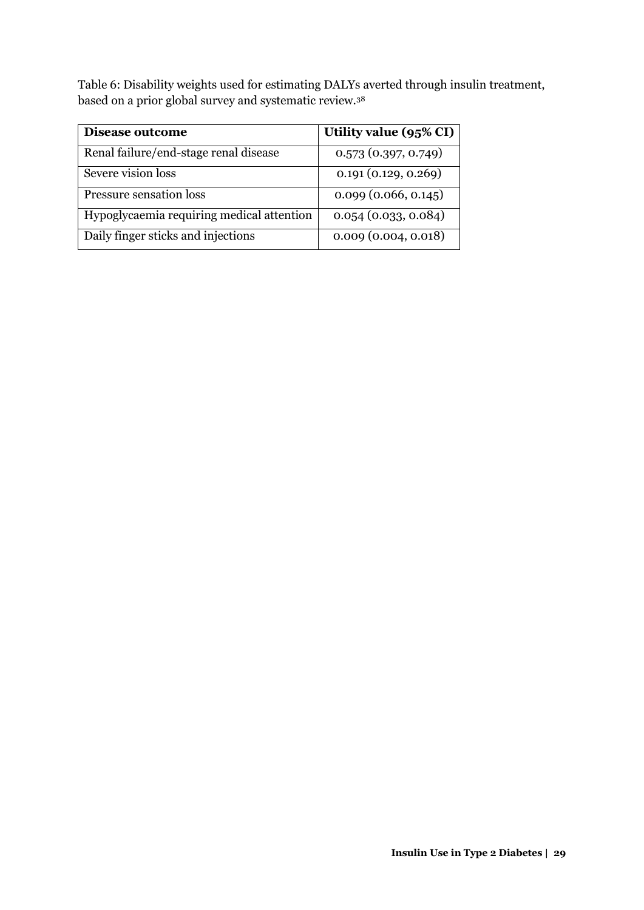Table 6: Disability weights used for estimating DALYs averted through insulin treatment, based on a prior global survey and systematic review.[38]

| **Disease outcome** | **Utility value (95% CI)** |
|---|---|
| Renal failure/end-stage renal disease | 0.573 (0.397, 0.749) |
| Severe vision loss | 0.191 (0.129, 0.269) |
| Pressure sensation loss | 0.099 (0.066, 0.145) |
| Hypoglycaemia requiring medical attention | 0.054 (0.033, 0.084) |
| Daily finger sticks and injections | 0.009 (0.004, 0.018) |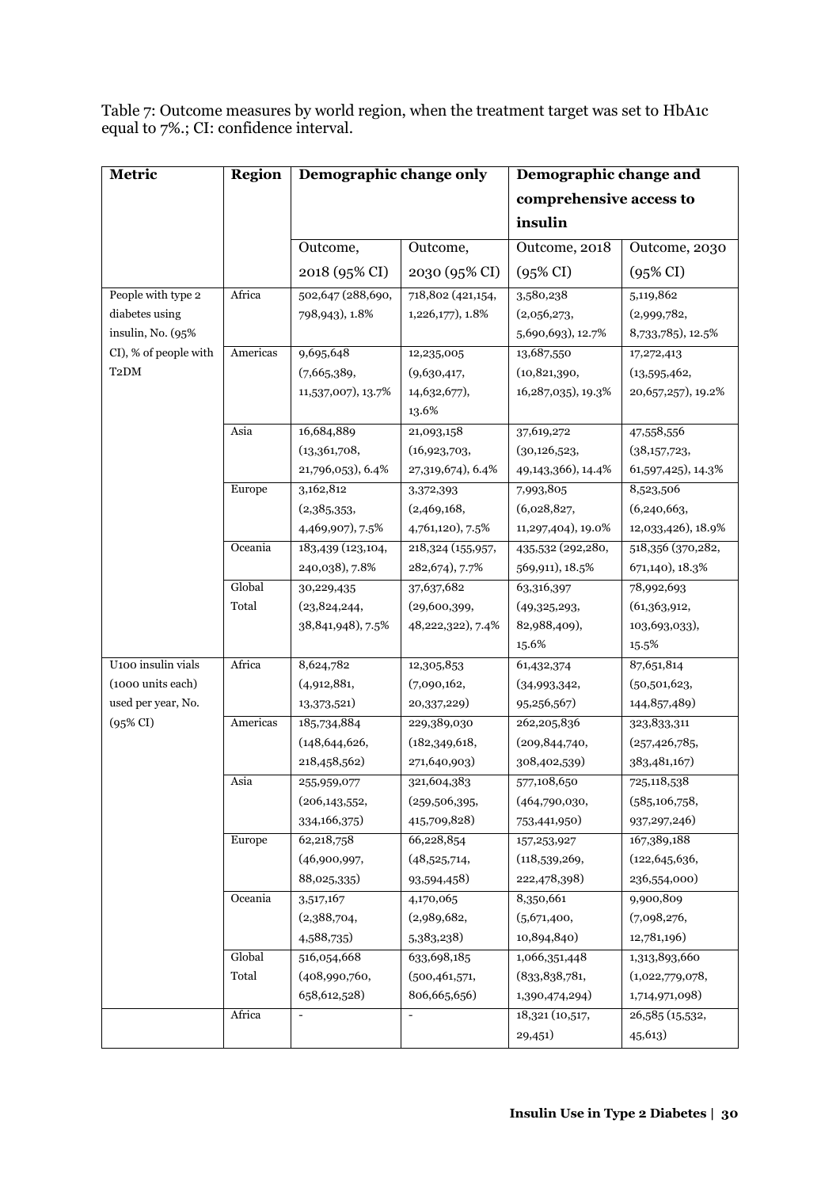Table 7: Outcome measures by world region, when the treatment target was set to HbA1c equal to 7%.; CI: confidence interval.

| Metric | Region | Demographic change only | | Demographic change and comprehensive access to insulin | |
|---|---|---|---|---|---|
| | | Outcome, 2018 (95% CI) | Outcome, 2030 (95% CI) | Outcome, 2018 (95% CI) | Outcome, 2030 (95% CI) |
| People with type 2 diabetes using insulin, No. (95% CI), % of people with T2DM | Africa | 502,647 (288,690, 798,943), 1.8% | 718,802 (421,154, 1,226,177), 1.8% | 3,580,238 (2,056,273, 5,690,693), 12.7% | 5,119,862 (2,999,782, 8,733,785), 12.5% |
| | Americas | 9,695,648 (7,665,389, 11,537,007), 13.7% | 12,235,005 (9,630,417, 14,632,677), 13.6% | 13,687,550 (10,821,390, 16,287,035), 19.3% | 17,272,413 (13,595,462, 20,657,257), 19.2% |
| | Asia | 16,684,889 (13,361,708, 21,796,053), 6.4% | 21,093,158 (16,923,703, 27,319,674), 6.4% | 37,619,272 (30,126,523, 49,143,366), 14.4% | 47,558,556 (38,157,723, 61,597,425), 14.3% |
| | Europe | 3,162,812 (2,385,353, 4,469,907), 7.5% | 3,372,393 (2,469,168, 4,761,120), 7.5% | 7,993,805 (6,028,827, 11,297,404), 19.0% | 8,523,506 (6,240,663, 12,033,426), 18.9% |
| | Oceania | 183,439 (123,104, 240,038), 7.8% | 218,324 (155,957, 282,674), 7.7% | 435,532 (292,280, 569,911), 18.5% | 518,356 (370,282, 671,140), 18.3% |
| | Global Total | 30,229,435 (23,824,244, 38,841,948), 7.5% | 37,637,682 (29,600,399, 48,222,322), 7.4% | 63,316,397 (49,325,293, 82,988,409), 15.6% | 78,992,693 (61,363,912, 103,693,033), 15.5% |
| U100 insulin vials (1000 units each) used per year, No. (95% CI) | Africa | 8,624,782 (4,912,881, 13,373,521) | 12,305,853 (7,090,162, 20,337,229) | 61,432,374 (34,993,342, 95,256,567) | 87,651,814 (50,501,623, 144,857,489) |
| | Americas | 185,734,884 (148,644,626, 218,458,562) | 229,389,030 (182,349,618, 271,640,903) | 262,205,836 (209,844,740, 308,402,539) | 323,833,311 (257,426,785, 383,481,167) |
| | Asia | 255,959,077 (206,143,552, 334,166,375) | 321,604,383 (259,506,395, 415,709,828) | 577,108,650 (464,790,030, 753,441,950) | 725,118,538 (585,106,758, 937,297,246) |
| | Europe | 62,218,758 (46,900,997, 88,025,335) | 66,228,854 (48,525,714, 93,594,458) | 157,253,927 (118,539,269, 222,478,398) | 167,389,188 (122,645,636, 236,554,000) |
| | Oceania | 3,517,167 (2,388,704, 4,588,735) | 4,170,065 (2,989,682, 5,383,238) | 8,350,661 (5,671,400, 10,894,840) | 9,900,809 (7,098,276, 12,781,196) |
| | Global Total | 516,054,668 (408,990,760, 658,612,528) | 633,698,185 (500,461,571, 806,665,656) | 1,066,351,448 (833,838,781, 1,390,474,294) | 1,313,893,660 (1,022,779,078, 1,714,971,098) |
| | Africa | - | - | 18,321 (10,517, 29,451) | 26,585 (15,532, 45,613) |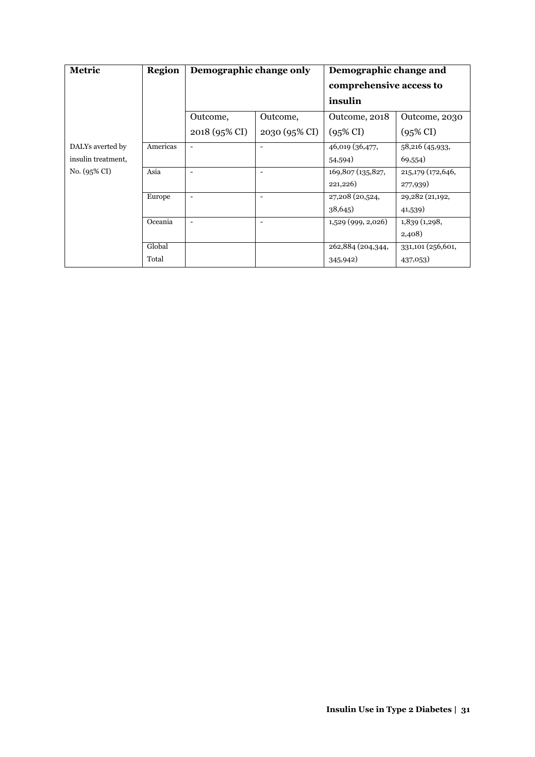| Metric | Region | Demographic change only | | Demographic change and comprehensive access to insulin | |
|---|---|---|---|---|---|
| | | Outcome, 2018 (95% CI) | Outcome, 2030 (95% CI) | Outcome, 2018 (95% CI) | Outcome, 2030 (95% CI) |
| DALYs averted by insulin treatment, No. (95% CI) | Americas | - | - | 46,019 (36,477, 54,594) | 58,216 (45,933, 69,554) |
| | Asia | - | - | 169,807 (135,827, 221,226) | 215,179 (172,646, 277,939) |
| | Europe | - | - | 27,208 (20,524, 38,645) | 29,282 (21,192, 41,539) |
| | Oceania | - | - | 1,529 (999, 2,026) | 1,839 (1,298, 2,408) |
| | Global Total | | | 262,884 (204,344, 345,942) | 331,101 (256,601, 437,053) |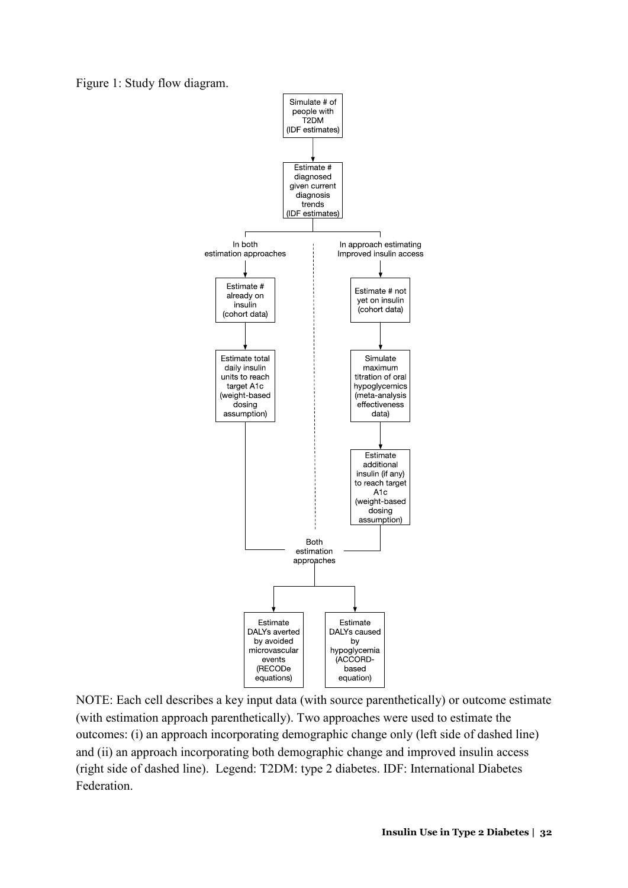Figure 1: Study flow diagram.

Simulate # of people with T2DM (IDF estimates)

↓

Estimate # diagnosed given current diagnosis trends (IDF estimates)

**In both estimation approaches**

- Estimate # already on insulin (cohort data)
- ↓
- Estimate total daily insulin units to reach target A1c (weight-based dosing assumption)

**In approach estimating Improved insulin access**

- Estimate # not yet on insulin (cohort data)
- ↓
- Simulate maximum titration of oral hypoglycemics (meta-analysis effectiveness data)
- ↓
- Estimate additional insulin (if any) to reach target A1c (weight-based dosing assumption)

**Both estimation approaches**

- Estimate DALYs averted by avoided microvascular events (RECODe equations)
- Estimate DALYs caused by hypoglycemia (ACCORD-based equation)

NOTE: Each cell describes a key input data (with source parenthetically) or outcome estimate (with estimation approach parenthetically). Two approaches were used to estimate the outcomes: (i) an approach incorporating demographic change only (left side of dashed line) and (ii) an approach incorporating both demographic change and improved insulin access (right side of dashed line). Legend: T2DM: type 2 diabetes. IDF: International Diabetes Federation.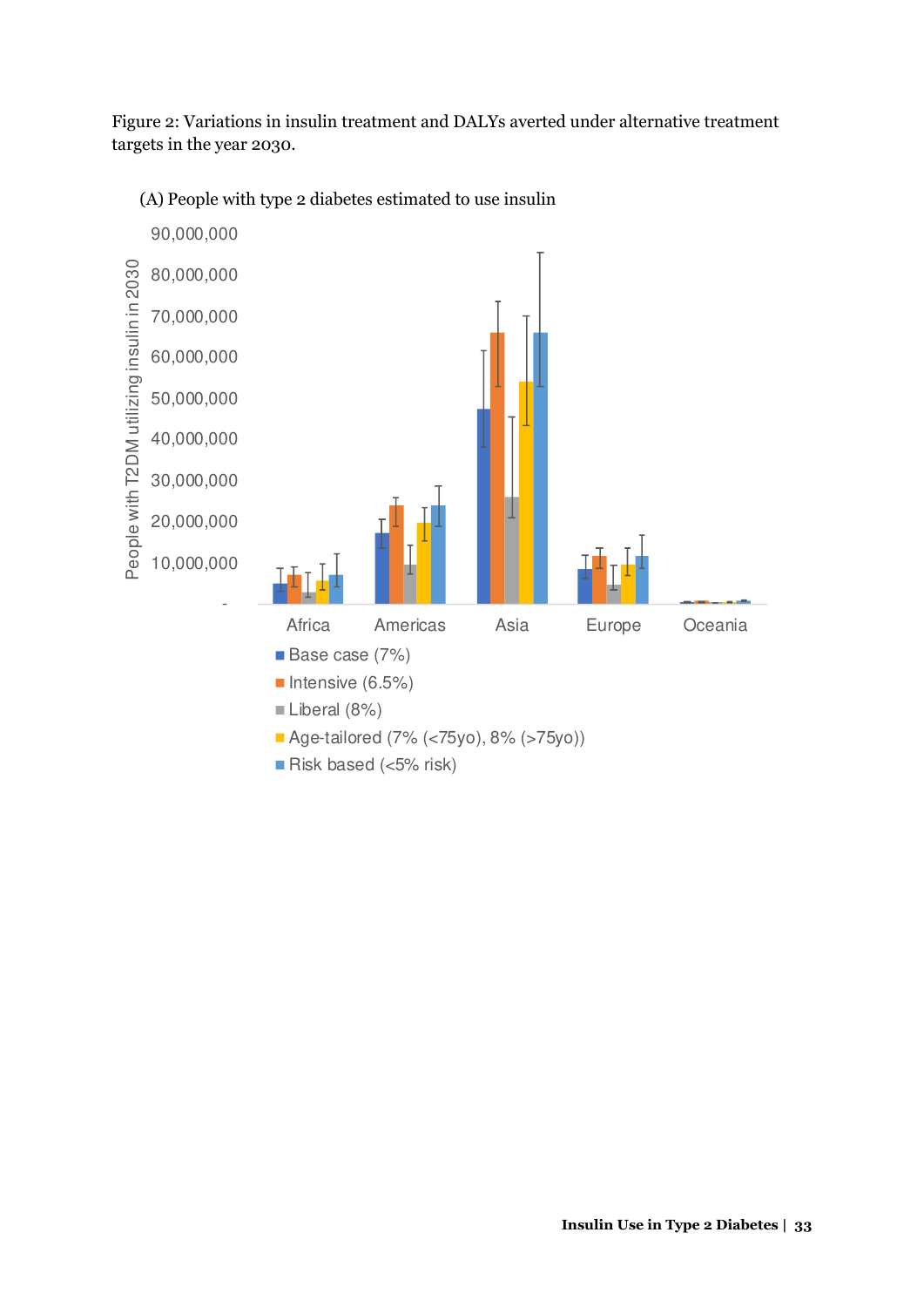Figure 2: Variations in insulin treatment and DALYs averted under alternative treatment targets in the year 2030.

(A) People with type 2 diabetes estimated to use insulin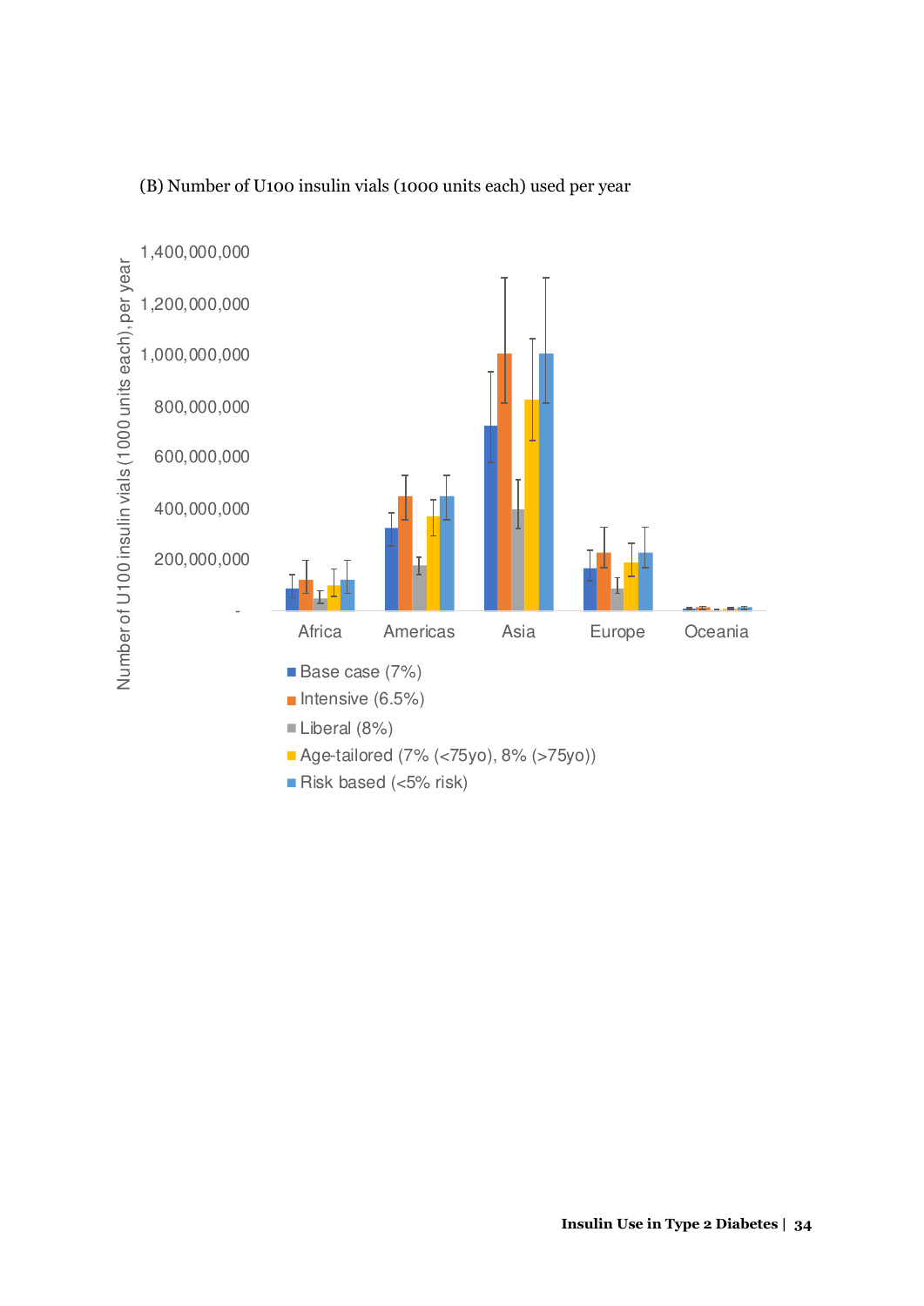(B) Number of U100 insulin vials (1000 units each) used per year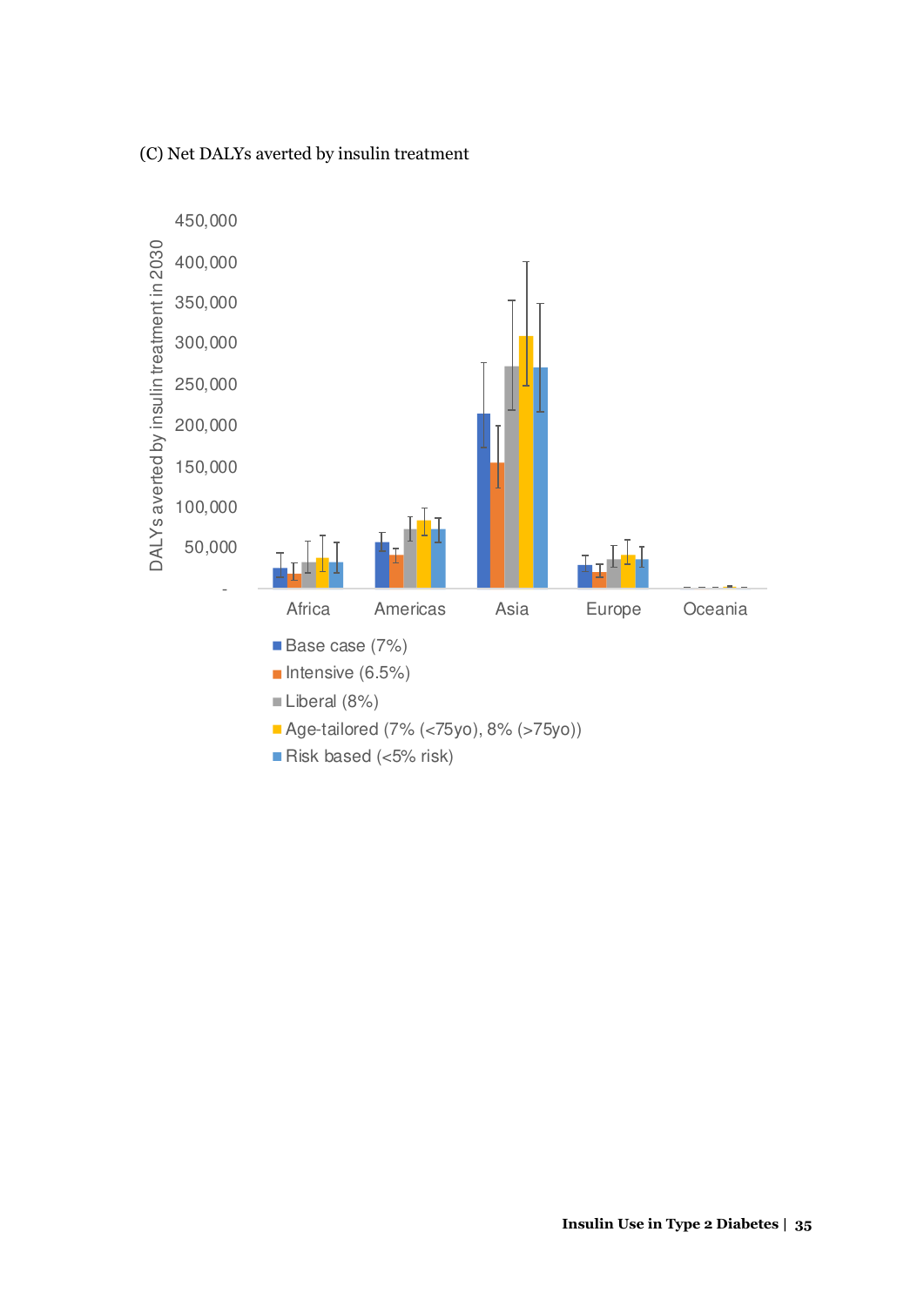(C) Net DALYs averted by insulin treatment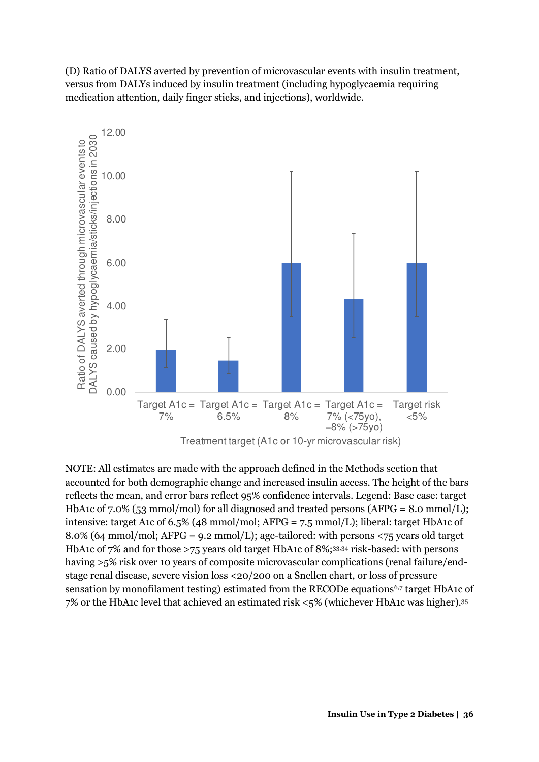(D) Ratio of DALYS averted by prevention of microvascular events with insulin treatment, versus from DALYs induced by insulin treatment (including hypoglycaemia requiring medication attention, daily finger sticks, and injections), worldwide.

NOTE: All estimates are made with the approach defined in the Methods section that accounted for both demographic change and increased insulin access. The height of the bars reflects the mean, and error bars reflect 95% confidence intervals. Legend: Base case: target HbA1c of 7.0% (53 mmol/mol) for all diagnosed and treated persons (AFPG = 8.0 mmol/L); intensive: target A1c of 6.5% (48 mmol/mol; AFPG = 7.5 mmol/L); liberal: target HbA1c of 8.0% (64 mmol/mol; AFPG = 9.2 mmol/L); age-tailored: with persons <75 years old target HbA1c of 7% and for those >75 years old target HbA1c of 8%;[33,34] risk-based: with persons having >5% risk over 10 years of composite microvascular complications (renal failure/end-stage renal disease, severe vision loss <20/200 on a Snellen chart, or loss of pressure sensation by monofilament testing) estimated from the RECODe equations[6,7] target HbA1c of 7% or the HbA1c level that achieved an estimated risk <5% (whichever HbA1c was higher).[35]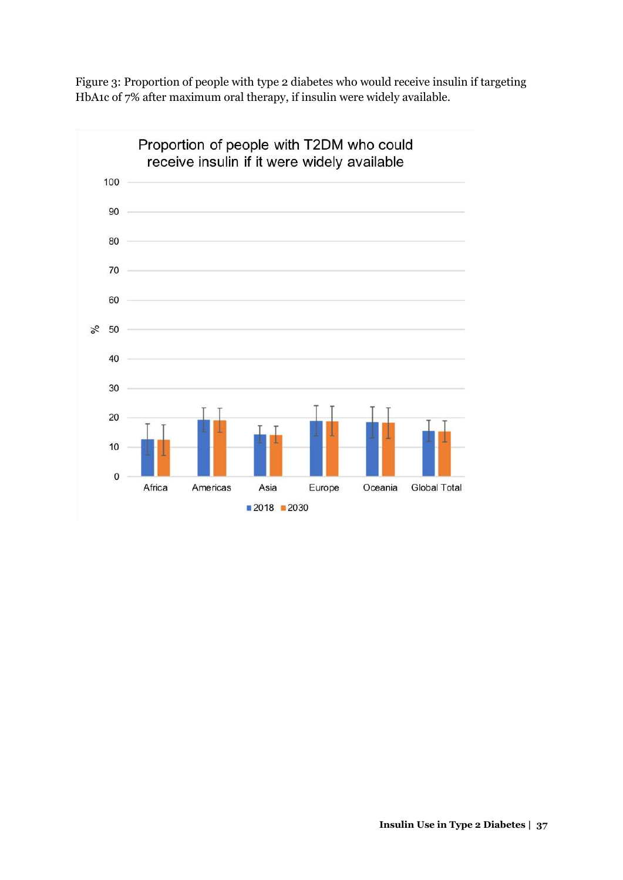Figure 3: Proportion of people with type 2 diabetes who would receive insulin if targeting HbA1c of 7% after maximum oral therapy, if insulin were widely available.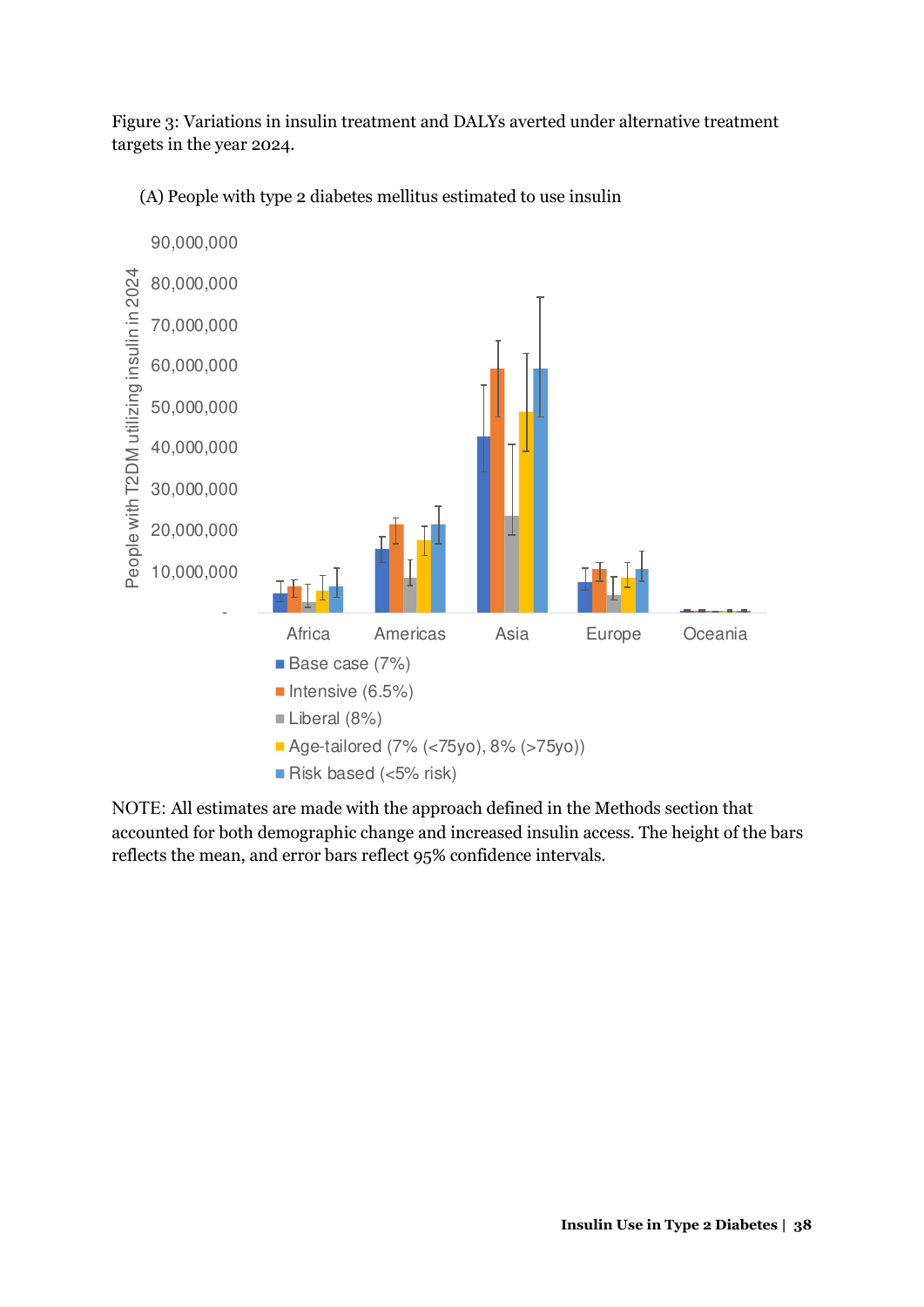Figure 3: Variations in insulin treatment and DALYs averted under alternative treatment targets in the year 2024.

(A) People with type 2 diabetes mellitus estimated to use insulin

NOTE: All estimates are made with the approach defined in the Methods section that accounted for both demographic change and increased insulin access. The height of the bars reflects the mean, and error bars reflect 95% confidence intervals.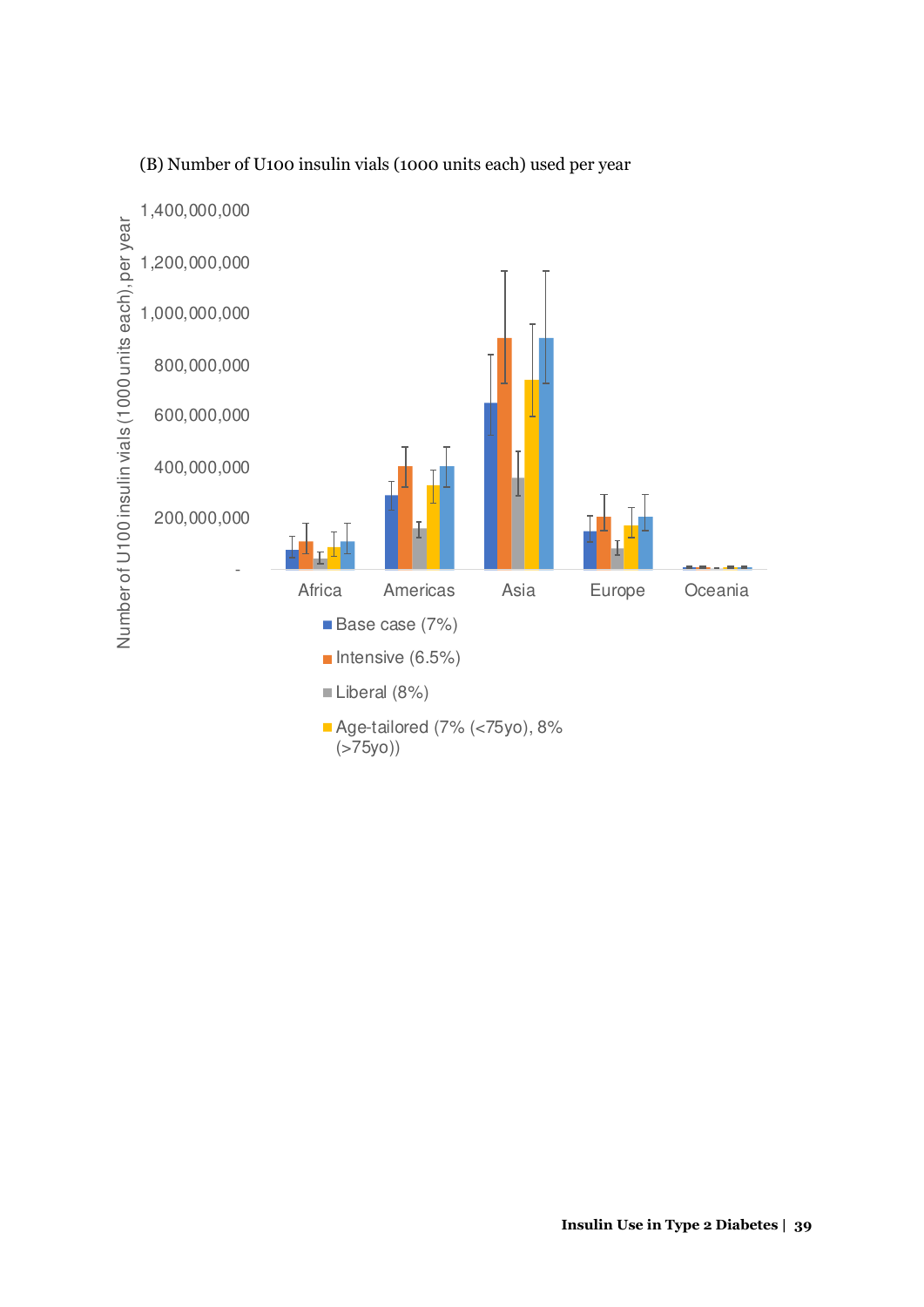(B) Number of U100 insulin vials (1000 units each) used per year

Number of U100 insulin vials (1000 units each), per year

1,400,000,000
1,200,000,000
1,000,000,000
800,000,000
600,000,000
400,000,000
200,000,000
-

Africa Americas Asia Europe Oceania

- Base case (7%)
- Intensive (6.5%)
- Liberal (8%)
- Age-tailored (7% (<75yo), 8% (>75yo))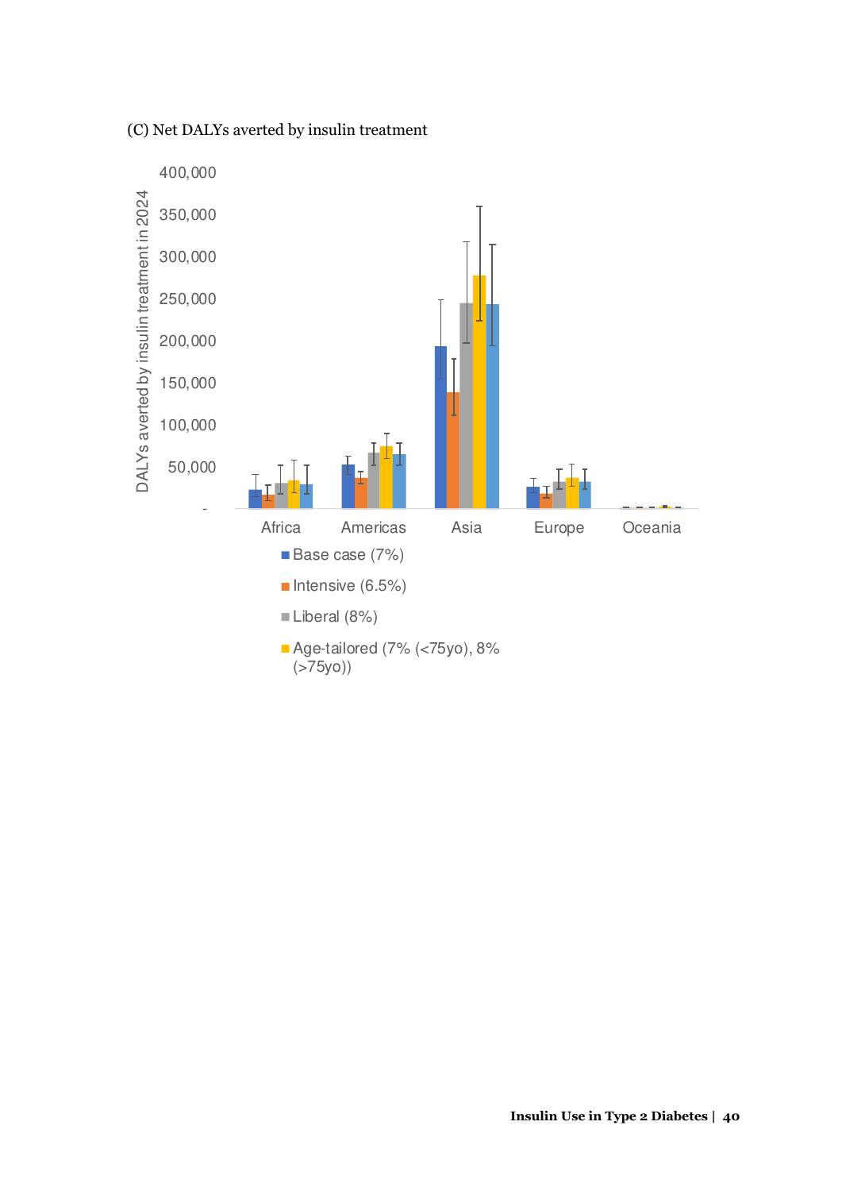(C) Net DALYs averted by insulin treatment

DALYs averted by insulin treatment in 2024

400,000
350,000
300,000
250,000
200,000
150,000
100,000
50,000
-

Africa Americas Asia Europe Oceania

- Base case (7%)
- Intensive (6.5%)
- Liberal (8%)
- Age-tailored (7% (<75yo), 8% (>75yo))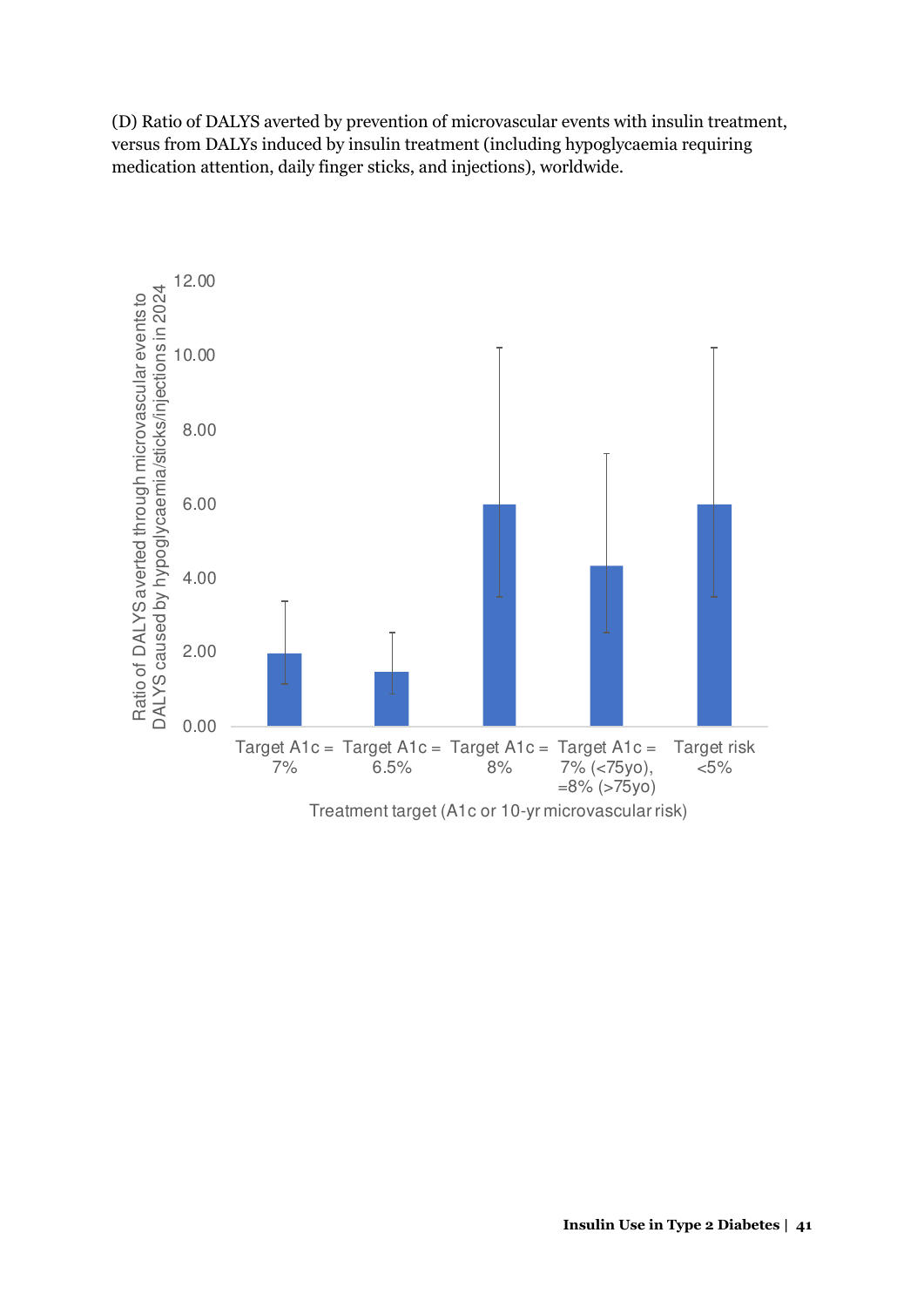(D) Ratio of DALYS averted by prevention of microvascular events with insulin treatment, versus from DALYs induced by insulin treatment (including hypoglycaemia requiring medication attention, daily finger sticks, and injections), worldwide.

Ratio of DALYS averted through microvascular events to DALYS caused by hypoglycaemia/sticks/injections in 2024

12.00
10.00
8.00
6.00
4.00
2.00
0.00

Target A1c = 7%
Target A1c = 6.5%
Target A1c = 8%
Target A1c = 7% (<75yo), =8% (>75yo)
Target risk <5%

Treatment target (A1c or 10-yr microvascular risk)